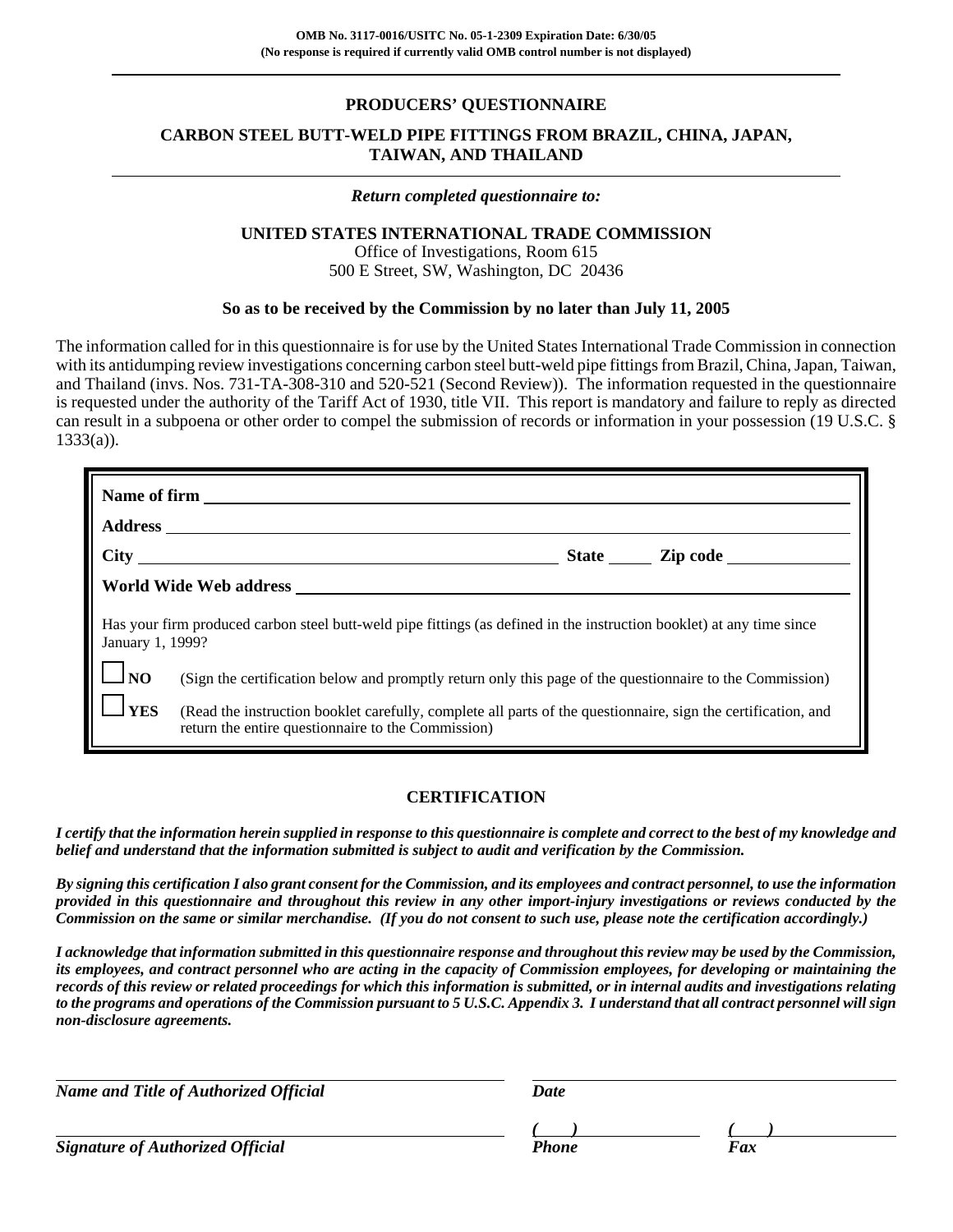**OMB No. 3117-0016/USITC No. 05-1-2309 Expiration Date: 6/30/05**
**(No response is required if currently valid OMB control number is not displayed)**

---

# PRODUCERS' QUESTIONNAIRE

## CARBON STEEL BUTT-WELD PIPE FITTINGS FROM BRAZIL, CHINA, JAPAN, TAIWAN, AND THAILAND

---

***Return completed questionnaire to:***

**UNITED STATES INTERNATIONAL TRADE COMMISSION**
Office of Investigations, Room 615
500 E Street, SW, Washington, DC 20436

**So as to be received by the Commission by no later than July 11, 2005**

The information called for in this questionnaire is for use by the United States International Trade Commission in connection with its antidumping review investigations concerning carbon steel butt-weld pipe fittings from Brazil, China, Japan, Taiwan, and Thailand (invs. Nos. 731-TA-308-310 and 520-521 (Second Review)). The information requested in the questionnaire is requested under the authority of the Tariff Act of 1930, title VII. This report is mandatory and failure to reply as directed can result in a subpoena or other order to compel the submission of records or information in your possession (19 U.S.C. § 1333(a)).

**Name of firm** ______________________________

**Address** ______________________________

**City** ______________________ **State** _____ **Zip code** __________

**World Wide Web address** ______________________________

Has your firm produced carbon steel butt-weld pipe fittings (as defined in the instruction booklet) at any time since January 1, 1999?

☐ **NO** (Sign the certification below and promptly return only this page of the questionnaire to the Commission)

☐ **YES** (Read the instruction booklet carefully, complete all parts of the questionnaire, sign the certification, and return the entire questionnaire to the Commission)

## CERTIFICATION

***I certify that the information herein supplied in response to this questionnaire is complete and correct to the best of my knowledge and belief and understand that the information submitted is subject to audit and verification by the Commission.***

***By signing this certification I also grant consent for the Commission, and its employees and contract personnel, to use the information provided in this questionnaire and throughout this review in any other import-injury investigations or reviews conducted by the Commission on the same or similar merchandise. (If you do not consent to such use, please note the certification accordingly.)***

***I acknowledge that information submitted in this questionnaire response and throughout this review may be used by the Commission, its employees, and contract personnel who are acting in the capacity of Commission employees, for developing or maintaining the records of this review or related proceedings for which this information is submitted, or in internal audits and investigations relating to the programs and operations of the Commission pursuant to 5 U.S.C. Appendix 3. I understand that all contract personnel will sign non-disclosure agreements.***

______________________________ ______________________________
***Name and Title of Authorized Official*** ***Date***

______________________________ ***(   )*** ______________ ***(   )*** ______________
***Signature of Authorized Official*** ***Phone*** ***Fax***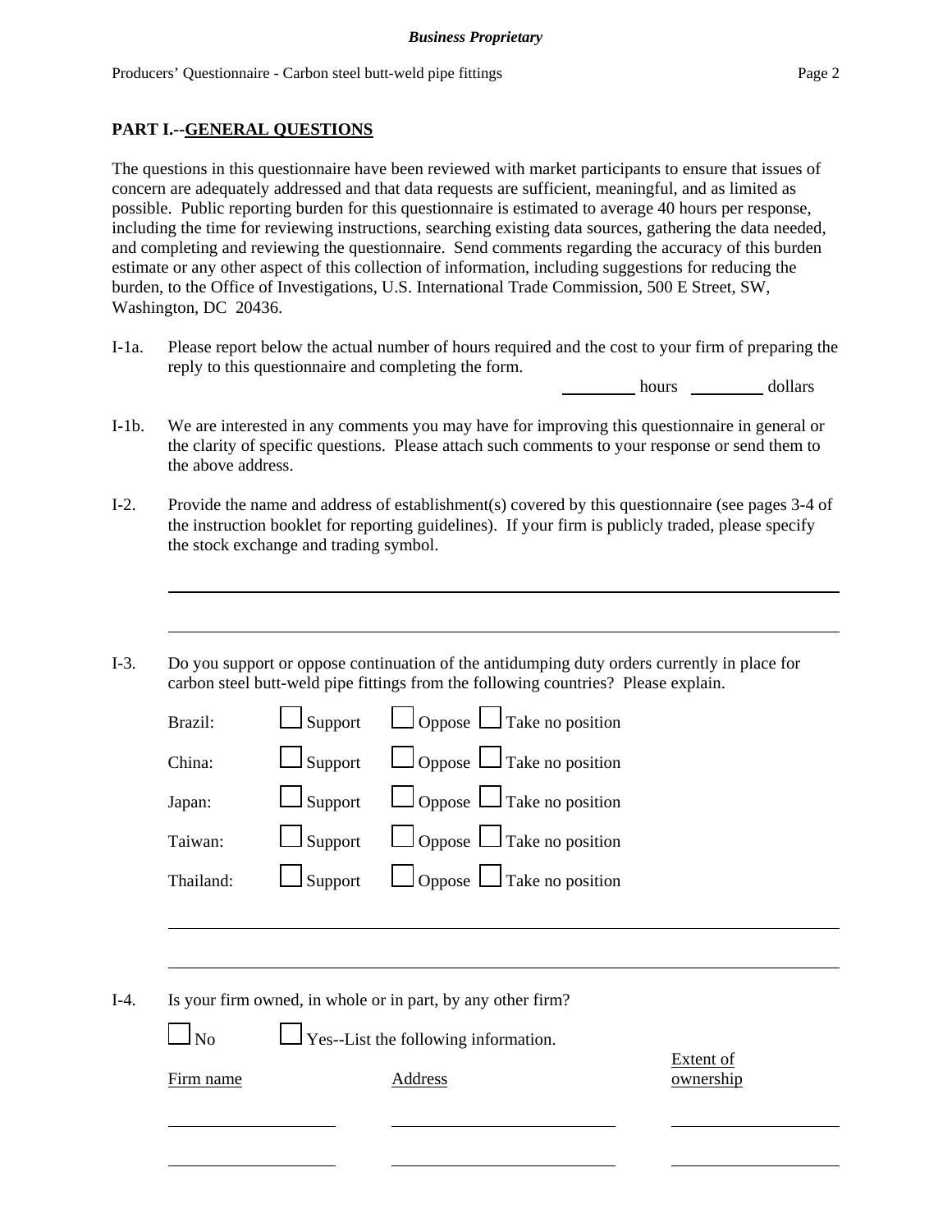## PART I.--GENERAL QUESTIONS

The questions in this questionnaire have been reviewed with market participants to ensure that issues of concern are adequately addressed and that data requests are sufficient, meaningful, and as limited as possible. Public reporting burden for this questionnaire is estimated to average 40 hours per response, including the time for reviewing instructions, searching existing data sources, gathering the data needed, and completing and reviewing the questionnaire. Send comments regarding the accuracy of this burden estimate or any other aspect of this collection of information, including suggestions for reducing the burden, to the Office of Investigations, U.S. International Trade Commission, 500 E Street, SW, Washington, DC 20436.

I-1a. Please report below the actual number of hours required and the cost to your firm of preparing the reply to this questionnaire and completing the form.

_________ hours _________ dollars

I-1b. We are interested in any comments you may have for improving this questionnaire in general or the clarity of specific questions. Please attach such comments to your response or send them to the above address.

I-2. Provide the name and address of establishment(s) covered by this questionnaire (see pages 3-4 of the instruction booklet for reporting guidelines). If your firm is publicly traded, please specify the stock exchange and trading symbol.

________________________________________________________________________

________________________________________________________________________

I-3. Do you support or oppose continuation of the antidumping duty orders currently in place for carbon steel butt-weld pipe fittings from the following countries? Please explain.

Brazil: ☐ Support ☐ Oppose ☐ Take no position

China: ☐ Support ☐ Oppose ☐ Take no position

Japan: ☐ Support ☐ Oppose ☐ Take no position

Taiwan: ☐ Support ☐ Oppose ☐ Take no position

Thailand: ☐ Support ☐ Oppose ☐ Take no position

________________________________________________________________________

________________________________________________________________________

I-4. Is your firm owned, in whole or in part, by any other firm?

☐ No ☐ Yes--List the following information.

| Firm name | Address | Extent of ownership |
|---|---|---|
| | | |
| | | |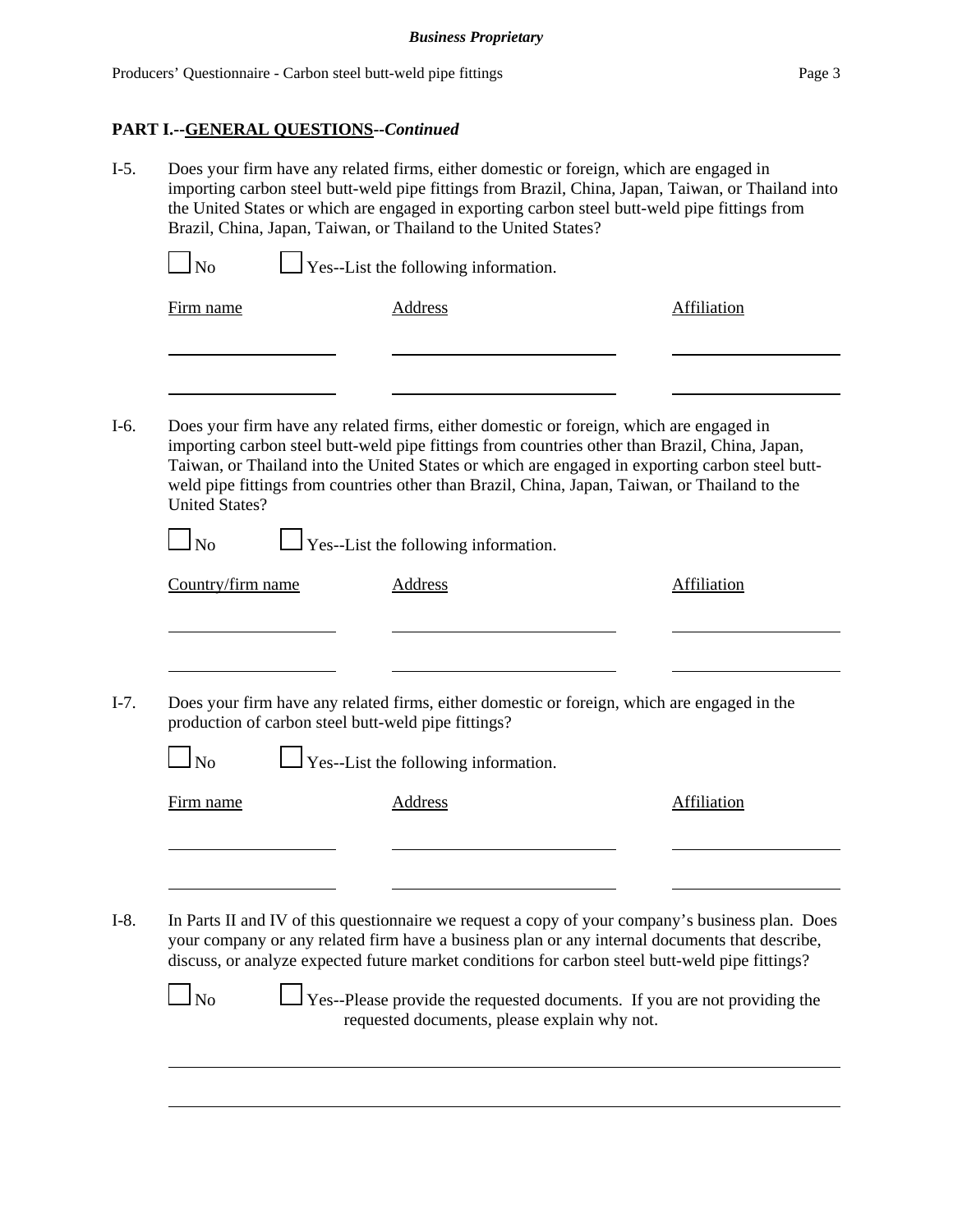## PART I.--GENERAL QUESTIONS--*Continued*

I-5. Does your firm have any related firms, either domestic or foreign, which are engaged in importing carbon steel butt-weld pipe fittings from Brazil, China, Japan, Taiwan, or Thailand into the United States or which are engaged in exporting carbon steel butt-weld pipe fittings from Brazil, China, Japan, Taiwan, or Thailand to the United States?

☐ No ☐ Yes--List the following information.

| Firm name | Address | Affiliation |
|---|---|---|
| | | |
| | | |

I-6. Does your firm have any related firms, either domestic or foreign, which are engaged in importing carbon steel butt-weld pipe fittings from countries other than Brazil, China, Japan, Taiwan, or Thailand into the United States or which are engaged in exporting carbon steel butt-weld pipe fittings from countries other than Brazil, China, Japan, Taiwan, or Thailand to the United States?

☐ No ☐ Yes--List the following information.

| Country/firm name | Address | Affiliation |
|---|---|---|
| | | |
| | | |

I-7. Does your firm have any related firms, either domestic or foreign, which are engaged in the production of carbon steel butt-weld pipe fittings?

☐ No ☐ Yes--List the following information.

| Firm name | Address | Affiliation |
|---|---|---|
| | | |
| | | |

I-8. In Parts II and IV of this questionnaire we request a copy of your company's business plan. Does your company or any related firm have a business plan or any internal documents that describe, discuss, or analyze expected future market conditions for carbon steel butt-weld pipe fittings?

☐ No ☐ Yes--Please provide the requested documents. If you are not providing the requested documents, please explain why not.

____________________________________________________________

____________________________________________________________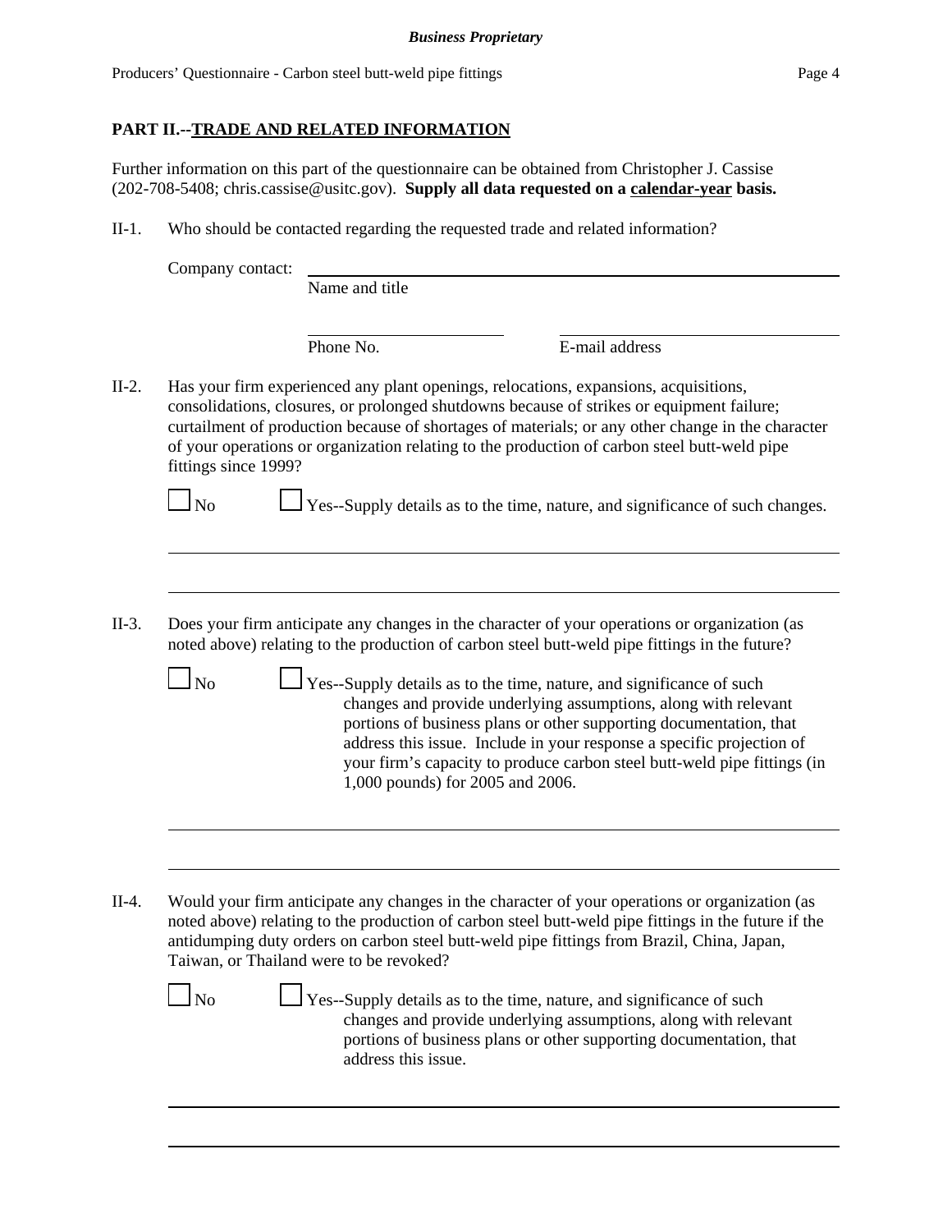## PART II.--TRADE AND RELATED INFORMATION

Further information on this part of the questionnaire can be obtained from Christopher J. Cassise (202-708-5408; chris.cassise@usitc.gov). **Supply all data requested on a calendar-year basis.**

II-1. Who should be contacted regarding the requested trade and related information?

Company contact: ______________________________
Name and title

______________________ ______________________
Phone No. E-mail address

II-2. Has your firm experienced any plant openings, relocations, expansions, acquisitions, consolidations, closures, or prolonged shutdowns because of strikes or equipment failure; curtailment of production because of shortages of materials; or any other change in the character of your operations or organization relating to the production of carbon steel butt-weld pipe fittings since 1999?

☐ No ☐ Yes--Supply details as to the time, nature, and significance of such changes.

______________________________

______________________________

II-3. Does your firm anticipate any changes in the character of your operations or organization (as noted above) relating to the production of carbon steel butt-weld pipe fittings in the future?

☐ No ☐ Yes--Supply details as to the time, nature, and significance of such changes and provide underlying assumptions, along with relevant portions of business plans or other supporting documentation, that address this issue. Include in your response a specific projection of your firm's capacity to produce carbon steel butt-weld pipe fittings (in 1,000 pounds) for 2005 and 2006.

______________________________

______________________________

II-4. Would your firm anticipate any changes in the character of your operations or organization (as noted above) relating to the production of carbon steel butt-weld pipe fittings in the future if the antidumping duty orders on carbon steel butt-weld pipe fittings from Brazil, China, Japan, Taiwan, or Thailand were to be revoked?

☐ No ☐ Yes--Supply details as to the time, nature, and significance of such changes and provide underlying assumptions, along with relevant portions of business plans or other supporting documentation, that address this issue.

______________________________

______________________________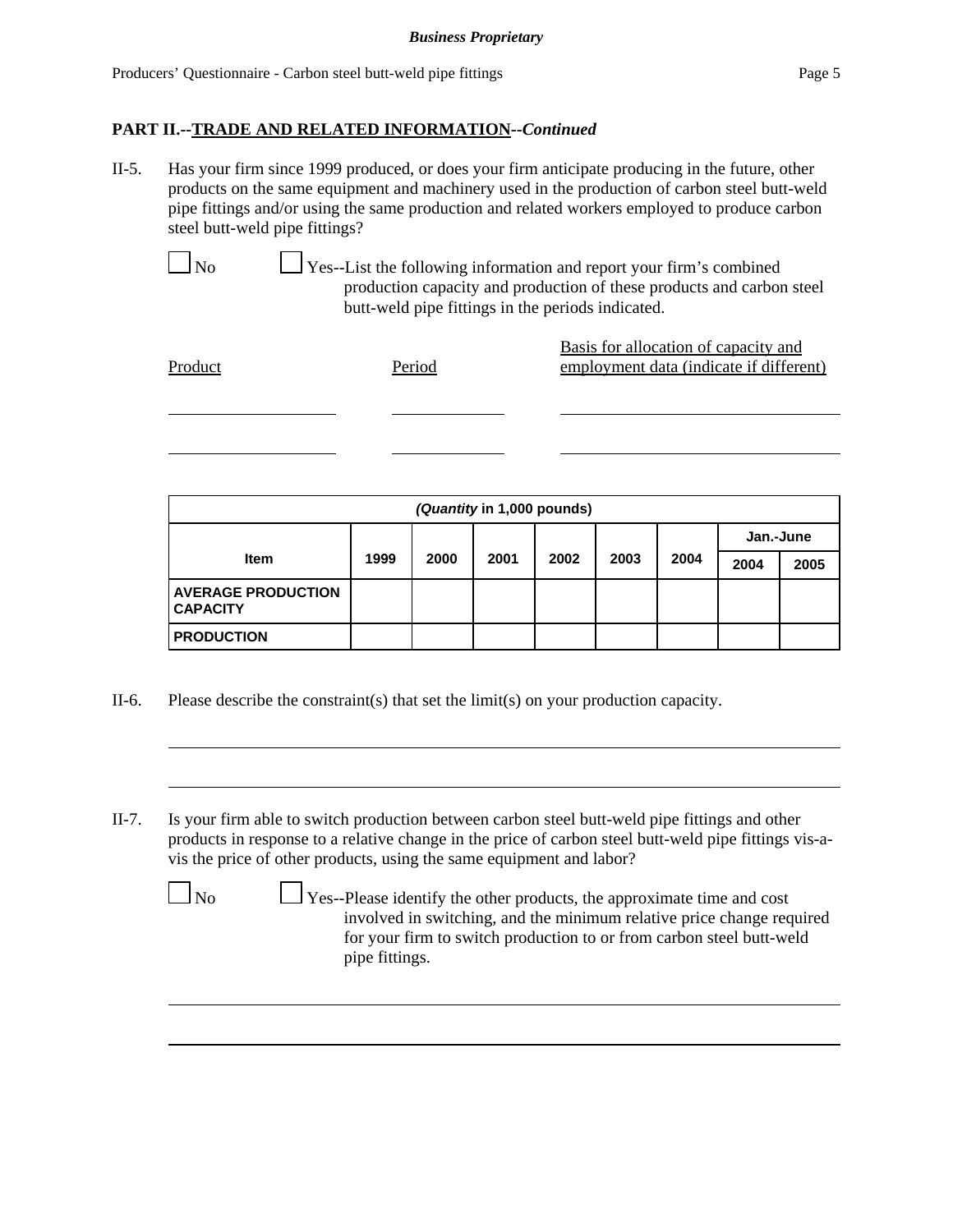## PART II.--TRADE AND RELATED INFORMATION--*Continued*

II-5. Has your firm since 1999 produced, or does your firm anticipate producing in the future, other products on the same equipment and machinery used in the production of carbon steel butt-weld pipe fittings and/or using the same production and related workers employed to produce carbon steel butt-weld pipe fittings?

☐ No ☐ Yes--List the following information and report your firm's combined production capacity and production of these products and carbon steel butt-weld pipe fittings in the periods indicated.

| Product | Period | Basis for allocation of capacity and employment data (indicate if different) |
|---|---|---|
| | | |
| | | |

| *(Quantity* in 1,000 pounds) | | | | | | | | |
|---|---|---|---|---|---|---|---|---|
| Item | 1999 | 2000 | 2001 | 2002 | 2003 | 2004 | Jan.-June 2004 | Jan.-June 2005 |
| AVERAGE PRODUCTION CAPACITY | | | | | | | | |
| PRODUCTION | | | | | | | | |

II-6. Please describe the constraint(s) that set the limit(s) on your production capacity.

______________________________________________________________________

______________________________________________________________________

II-7. Is your firm able to switch production between carbon steel butt-weld pipe fittings and other products in response to a relative change in the price of carbon steel butt-weld pipe fittings vis-a-vis the price of other products, using the same equipment and labor?

☐ No ☐ Yes--Please identify the other products, the approximate time and cost involved in switching, and the minimum relative price change required for your firm to switch production to or from carbon steel butt-weld pipe fittings.

______________________________________________________________________

______________________________________________________________________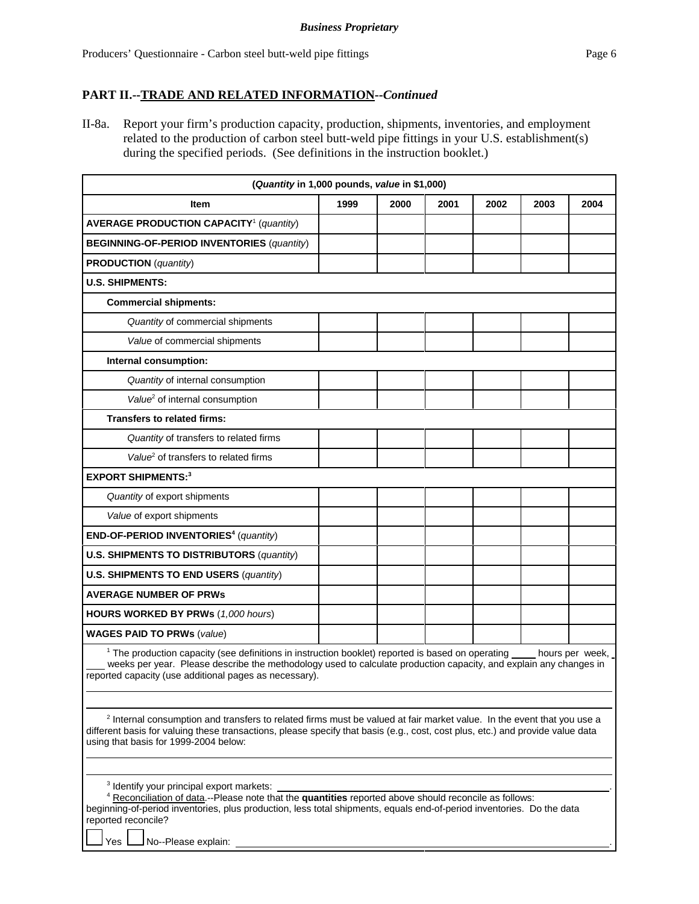**Business Proprietary**

Producers' Questionnaire - Carbon steel butt-weld pipe fittings

## PART II.--TRADE AND RELATED INFORMATION--*Continued*

II-8a. Report your firm's production capacity, production, shipments, inventories, and employment related to the production of carbon steel butt-weld pipe fittings in your U.S. establishment(s) during the specified periods. (See definitions in the instruction booklet.)

| (*Quantity* in 1,000 pounds, *value* in $1,000) | | | | | | |
|---|---|---|---|---|---|---|
| **Item** | **1999** | **2000** | **2001** | **2002** | **2003** | **2004** |
| **AVERAGE PRODUCTION CAPACITY**[1] (*quantity*) | | | | | | |
| **BEGINNING-OF-PERIOD INVENTORIES** (*quantity*) | | | | | | |
| **PRODUCTION** (*quantity*) | | | | | | |
| **U.S. SHIPMENTS:** | | | | | | |
| **Commercial shipments:** | | | | | | |
| *Quantity* of commercial shipments | | | | | | |
| *Value* of commercial shipments | | | | | | |
| **Internal consumption:** | | | | | | |
| *Quantity* of internal consumption | | | | | | |
| *Value*[2] of internal consumption | | | | | | |
| **Transfers to related firms:** | | | | | | |
| *Quantity* of transfers to related firms | | | | | | |
| *Value*[2] of transfers to related firms | | | | | | |
| **EXPORT SHIPMENTS:**[3] | | | | | | |
| *Quantity* of export shipments | | | | | | |
| *Value* of export shipments | | | | | | |
| **END-OF-PERIOD INVENTORIES**[4] (*quantity*) | | | | | | |
| **U.S. SHIPMENTS TO DISTRIBUTORS** (*quantity*) | | | | | | |
| **U.S. SHIPMENTS TO END USERS** (*quantity*) | | | | | | |
| **AVERAGE NUMBER OF PRWs** | | | | | | |
| **HOURS WORKED BY PRWs** (*1,000 hours*) | | | | | | |
| **WAGES PAID TO PRWs** (*value*) | | | | | | |

[1] The production capacity (see definitions in instruction booklet) reported is based on operating ____ hours per week, ____ weeks per year. Please describe the methodology used to calculate production capacity, and explain any changes in reported capacity (use additional pages as necessary).

______________________________________________

______________________________________________

[2] Internal consumption and transfers to related firms must be valued at fair market value. In the event that you use a different basis for valuing these transactions, please specify that basis (e.g., cost, cost plus, etc.) and provide value data using that basis for 1999-2004 below:

______________________________________________

______________________________________________

[3] Identify your principal export markets: ______________________________________________.

[4] Reconciliation of data.--Please note that the **quantities** reported above should reconcile as follows: beginning-of-period inventories, plus production, less total shipments, equals end-of-period inventories. Do the data reported reconcile?

☐ Yes ☐ No--Please explain: ______________________________________________.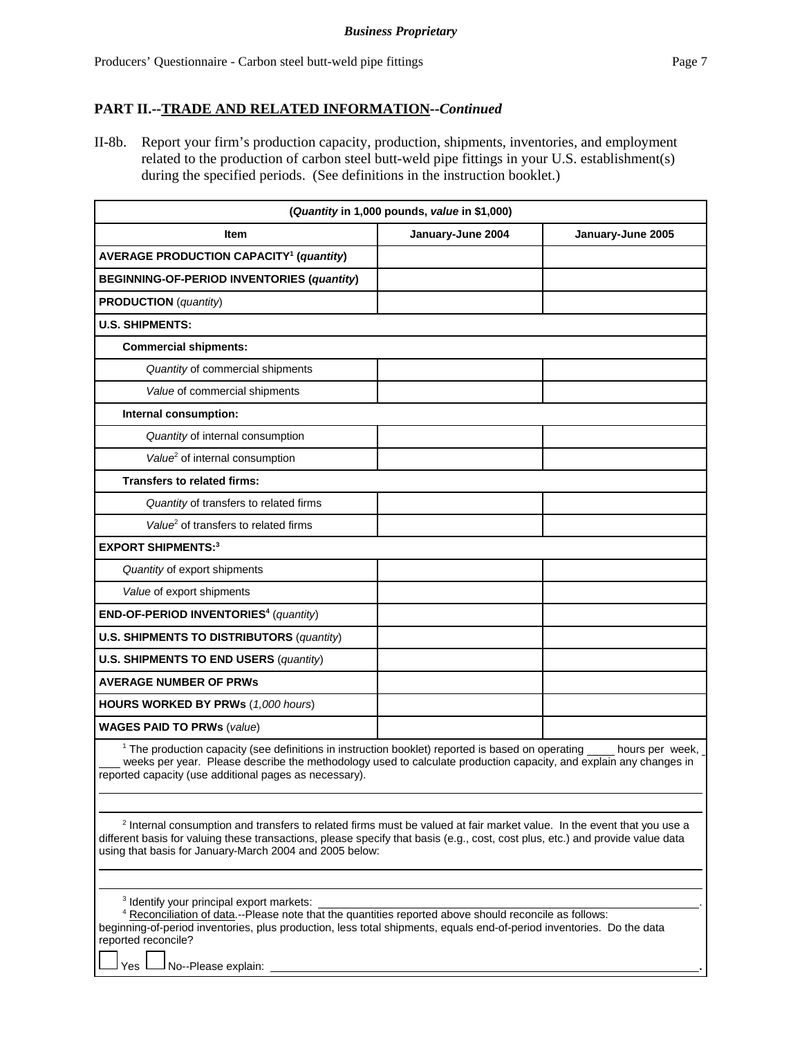**Business Proprietary**

## PART II.--TRADE AND RELATED INFORMATION--*Continued*

II-8b. Report your firm's production capacity, production, shipments, inventories, and employment related to the production of carbon steel butt-weld pipe fittings in your U.S. establishment(s) during the specified periods. (See definitions in the instruction booklet.)

| (*Quantity* in 1,000 pounds, *value* in $1,000) | | |
|---|---|---|
| **Item** | **January-June 2004** | **January-June 2005** |
| **AVERAGE PRODUCTION CAPACITY[1] (*quantity*)** | | |
| **BEGINNING-OF-PERIOD INVENTORIES (*quantity*)** | | |
| **PRODUCTION** (*quantity*) | | |
| **U.S. SHIPMENTS:** | | |
| **Commercial shipments:** | | |
| *Quantity* of commercial shipments | | |
| *Value* of commercial shipments | | |
| **Internal consumption:** | | |
| *Quantity* of internal consumption | | |
| *Value*[2] of internal consumption | | |
| **Transfers to related firms:** | | |
| *Quantity* of transfers to related firms | | |
| *Value*[2] of transfers to related firms | | |
| **EXPORT SHIPMENTS:[3]** | | |
| *Quantity* of export shipments | | |
| *Value* of export shipments | | |
| **END-OF-PERIOD INVENTORIES[4]** (*quantity*) | | |
| **U.S. SHIPMENTS TO DISTRIBUTORS** (*quantity*) | | |
| **U.S. SHIPMENTS TO END USERS** (*quantity*) | | |
| **AVERAGE NUMBER OF PRWs** | | |
| **HOURS WORKED BY PRWs** (*1,000 hours*) | | |
| **WAGES PAID TO PRWs** (*value*) | | |

[1] The production capacity (see definitions in instruction booklet) reported is based on operating ____ hours per week, ____ weeks per year. Please describe the methodology used to calculate production capacity, and explain any changes in reported capacity (use additional pages as necessary).

______________________________________________________________________

______________________________________________________________________

[2] Internal consumption and transfers to related firms must be valued at fair market value. In the event that you use a different basis for valuing these transactions, please specify that basis (e.g., cost, cost plus, etc.) and provide value data using that basis for January-March 2004 and 2005 below:

______________________________________________________________________

______________________________________________________________________

[3] Identify your principal export markets: ______________________________________________.

[4] Reconciliation of data.--Please note that the quantities reported above should reconcile as follows: beginning-of-period inventories, plus production, less total shipments, equals end-of-period inventories. Do the data reported reconcile?

☐ Yes ☐ No--Please explain: ______________________________________________.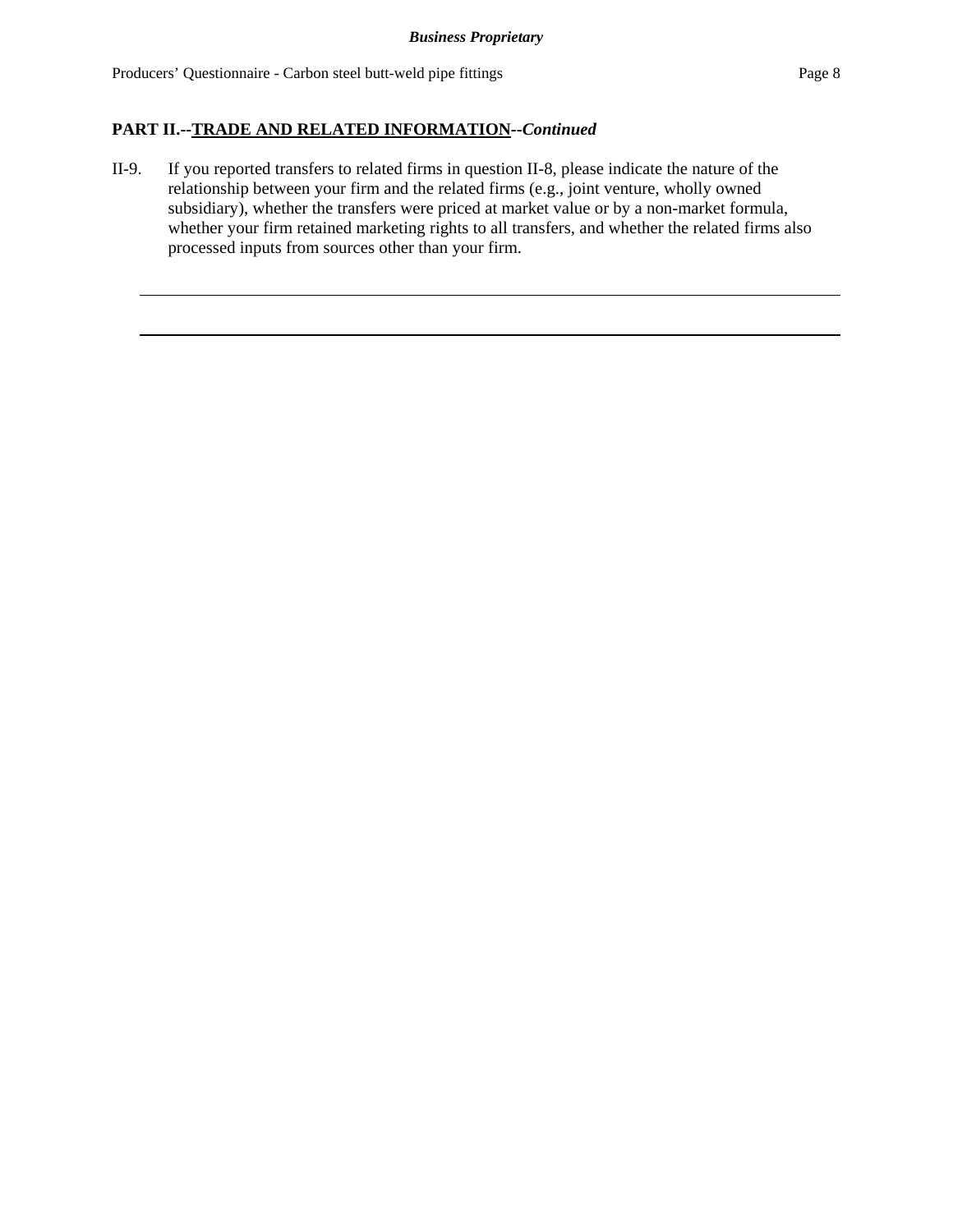**PART II.--TRADE AND RELATED INFORMATION--*Continued***

II-9. If you reported transfers to related firms in question II-8, please indicate the nature of the relationship between your firm and the related firms (e.g., joint venture, wholly owned subsidiary), whether the transfers were priced at market value or by a non-market formula, whether your firm retained marketing rights to all transfers, and whether the related firms also processed inputs from sources other than your firm.

\_\_\_\_\_\_\_\_\_\_\_\_\_\_\_\_\_\_\_\_\_\_\_\_\_\_\_\_\_\_\_\_\_\_\_\_\_\_\_\_\_\_\_\_\_\_\_\_\_\_\_\_\_\_\_\_\_\_\_\_\_\_\_\_\_\_\_\_\_\_\_\_

\_\_\_\_\_\_\_\_\_\_\_\_\_\_\_\_\_\_\_\_\_\_\_\_\_\_\_\_\_\_\_\_\_\_\_\_\_\_\_\_\_\_\_\_\_\_\_\_\_\_\_\_\_\_\_\_\_\_\_\_\_\_\_\_\_\_\_\_\_\_\_\_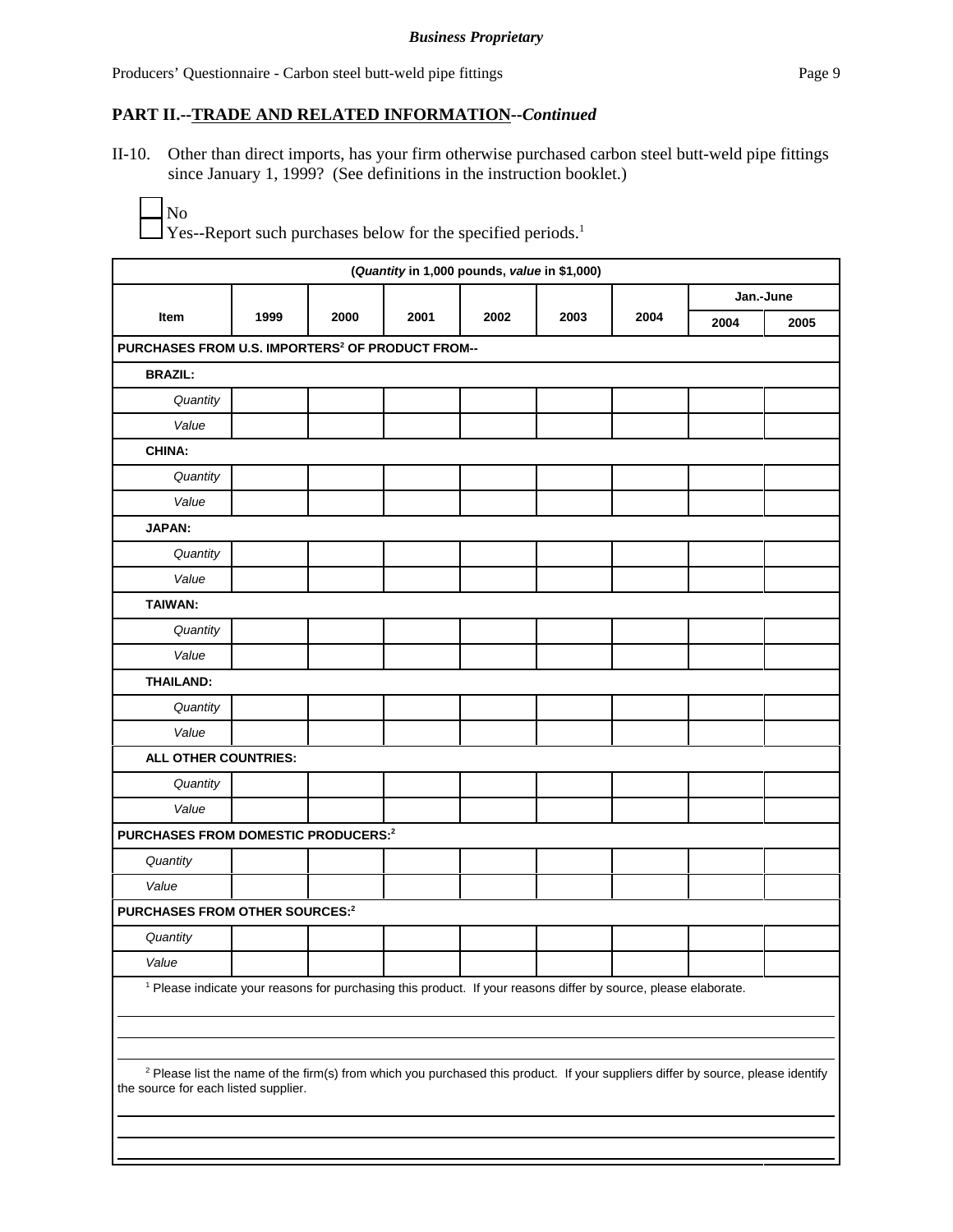*Business Proprietary*

## PART II.--TRADE AND RELATED INFORMATION--*Continued*

II-10. Other than direct imports, has your firm otherwise purchased carbon steel butt-weld pipe fittings since January 1, 1999? (See definitions in the instruction booklet.)

☐ No
☐ Yes--Report such purchases below for the specified periods.[1]

| (*Quantity* in 1,000 pounds, *value* in $1,000) | | | | | | | | |
|---|---|---|---|---|---|---|---|---|
| Item | 1999 | 2000 | 2001 | 2002 | 2003 | 2004 | Jan.-June | |
| | | | | | | | 2004 | 2005 |
| **PURCHASES FROM U.S. IMPORTERS[2] OF PRODUCT FROM--** | | | | | | | | |
| **BRAZIL:** | | | | | | | | |
| *Quantity* | | | | | | | | |
| *Value* | | | | | | | | |
| **CHINA:** | | | | | | | | |
| *Quantity* | | | | | | | | |
| *Value* | | | | | | | | |
| **JAPAN:** | | | | | | | | |
| *Quantity* | | | | | | | | |
| *Value* | | | | | | | | |
| **TAIWAN:** | | | | | | | | |
| *Quantity* | | | | | | | | |
| *Value* | | | | | | | | |
| **THAILAND:** | | | | | | | | |
| *Quantity* | | | | | | | | |
| *Value* | | | | | | | | |
| **ALL OTHER COUNTRIES:** | | | | | | | | |
| *Quantity* | | | | | | | | |
| *Value* | | | | | | | | |
| **PURCHASES FROM DOMESTIC PRODUCERS:[2]** | | | | | | | | |
| *Quantity* | | | | | | | | |
| *Value* | | | | | | | | |
| **PURCHASES FROM OTHER SOURCES:[2]** | | | | | | | | |
| *Quantity* | | | | | | | | |
| *Value* | | | | | | | | |

[1] Please indicate your reasons for purchasing this product. If your reasons differ by source, please elaborate.

______________________________________________________________________

______________________________________________________________________

______________________________________________________________________

[2] Please list the name of the firm(s) from which you purchased this product. If your suppliers differ by source, please identify the source for each listed supplier.

______________________________________________________________________

______________________________________________________________________

______________________________________________________________________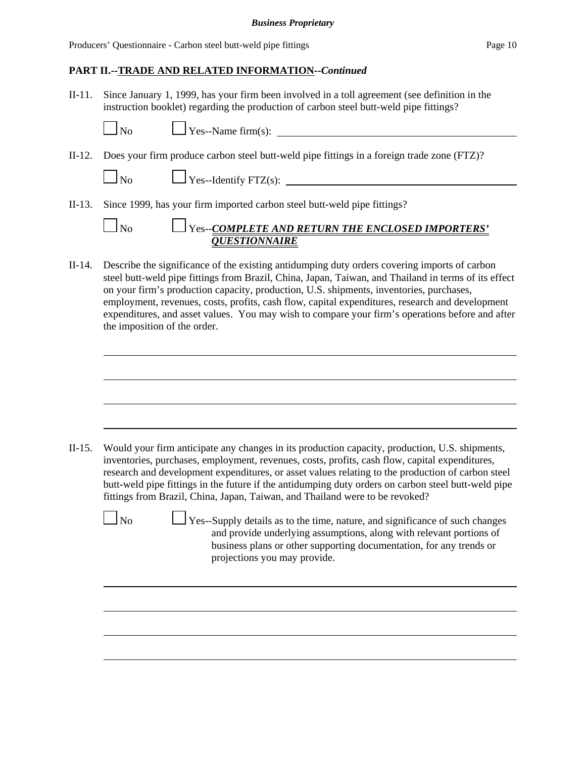## PART II.--TRADE AND RELATED INFORMATION--*Continued*

II-11. Since January 1, 1999, has your firm been involved in a toll agreement (see definition in the instruction booklet) regarding the production of carbon steel butt-weld pipe fittings?

☐ No ☐ Yes--Name firm(s): ______________________________

II-12. Does your firm produce carbon steel butt-weld pipe fittings in a foreign trade zone (FTZ)?

☐ No ☐ Yes--Identify FTZ(s): ______________________________

II-13. Since 1999, has your firm imported carbon steel butt-weld pipe fittings?

☐ No ☐ Yes--***COMPLETE AND RETURN THE ENCLOSED IMPORTERS' QUESTIONNAIRE***

II-14. Describe the significance of the existing antidumping duty orders covering imports of carbon steel butt-weld pipe fittings from Brazil, China, Japan, Taiwan, and Thailand in terms of its effect on your firm's production capacity, production, U.S. shipments, inventories, purchases, employment, revenues, costs, profits, cash flow, capital expenditures, research and development expenditures, and asset values. You may wish to compare your firm's operations before and after the imposition of the order.

______________________________

______________________________

______________________________

______________________________

II-15. Would your firm anticipate any changes in its production capacity, production, U.S. shipments, inventories, purchases, employment, revenues, costs, profits, cash flow, capital expenditures, research and development expenditures, or asset values relating to the production of carbon steel butt-weld pipe fittings in the future if the antidumping duty orders on carbon steel butt-weld pipe fittings from Brazil, China, Japan, Taiwan, and Thailand were to be revoked?

☐ No ☐ Yes--Supply details as to the time, nature, and significance of such changes and provide underlying assumptions, along with relevant portions of business plans or other supporting documentation, for any trends or projections you may provide.

______________________________

______________________________

______________________________

______________________________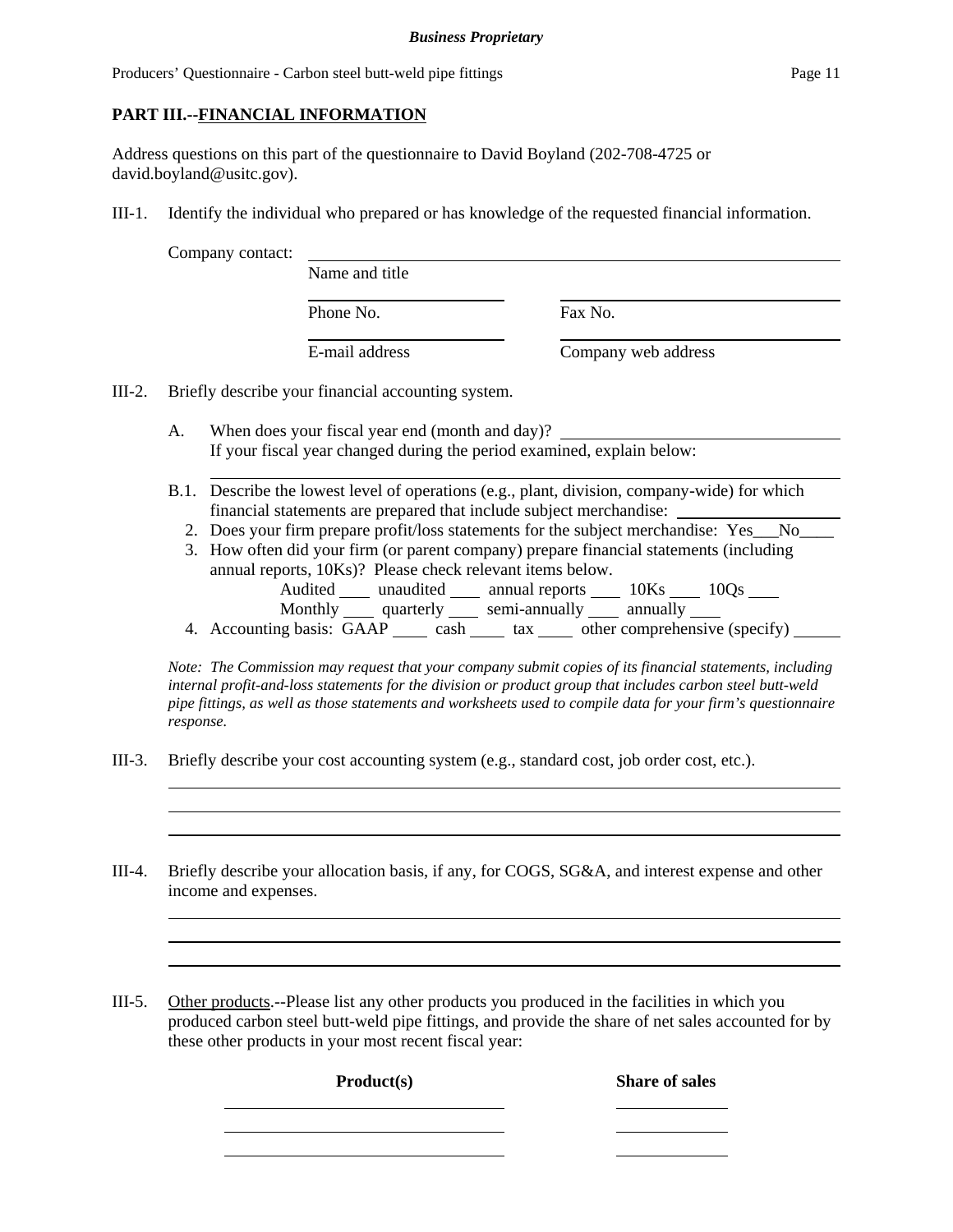**PART III.--FINANCIAL INFORMATION**

Address questions on this part of the questionnaire to David Boyland (202-708-4725 or david.boyland@usitc.gov).

III-1. Identify the individual who prepared or has knowledge of the requested financial information.

Company contact: ______________________________________________
Name and title

______________________ ______________________
Phone No. Fax No.

______________________ ______________________
E-mail address Company web address

III-2. Briefly describe your financial accounting system.

A. When does your fiscal year end (month and day)? ______________________
If your fiscal year changed during the period examined, explain below:
______________________________________________

B.1. Describe the lowest level of operations (e.g., plant, division, company-wide) for which financial statements are prepared that include subject merchandise: ______________

2. Does your firm prepare profit/loss statements for the subject merchandise: Yes___No____

3. How often did your firm (or parent company) prepare financial statements (including annual reports, 10Ks)? Please check relevant items below.
Audited ____ unaudited ____ annual reports ____ 10Ks ____ 10Qs ____
Monthly ____ quarterly ____ semi-annually ____ annually ____

4. Accounting basis: GAAP ____ cash ____ tax ____ other comprehensive (specify) _____

*Note: The Commission may request that your company submit copies of its financial statements, including internal profit-and-loss statements for the division or product group that includes carbon steel butt-weld pipe fittings, as well as those statements and worksheets used to compile data for your firm's questionnaire response.*

III-3. Briefly describe your cost accounting system (e.g., standard cost, job order cost, etc.).

______________________________________________
______________________________________________
______________________________________________

III-4. Briefly describe your allocation basis, if any, for COGS, SG&A, and interest expense and other income and expenses.

______________________________________________
______________________________________________
______________________________________________

III-5. Other products.--Please list any other products you produced in the facilities in which you produced carbon steel butt-weld pipe fittings, and provide the share of net sales accounted for by these other products in your most recent fiscal year:

| **Product(s)** | **Share of sales** |
|---|---|
| ______________________ | __________ |
| ______________________ | __________ |
| ______________________ | __________ |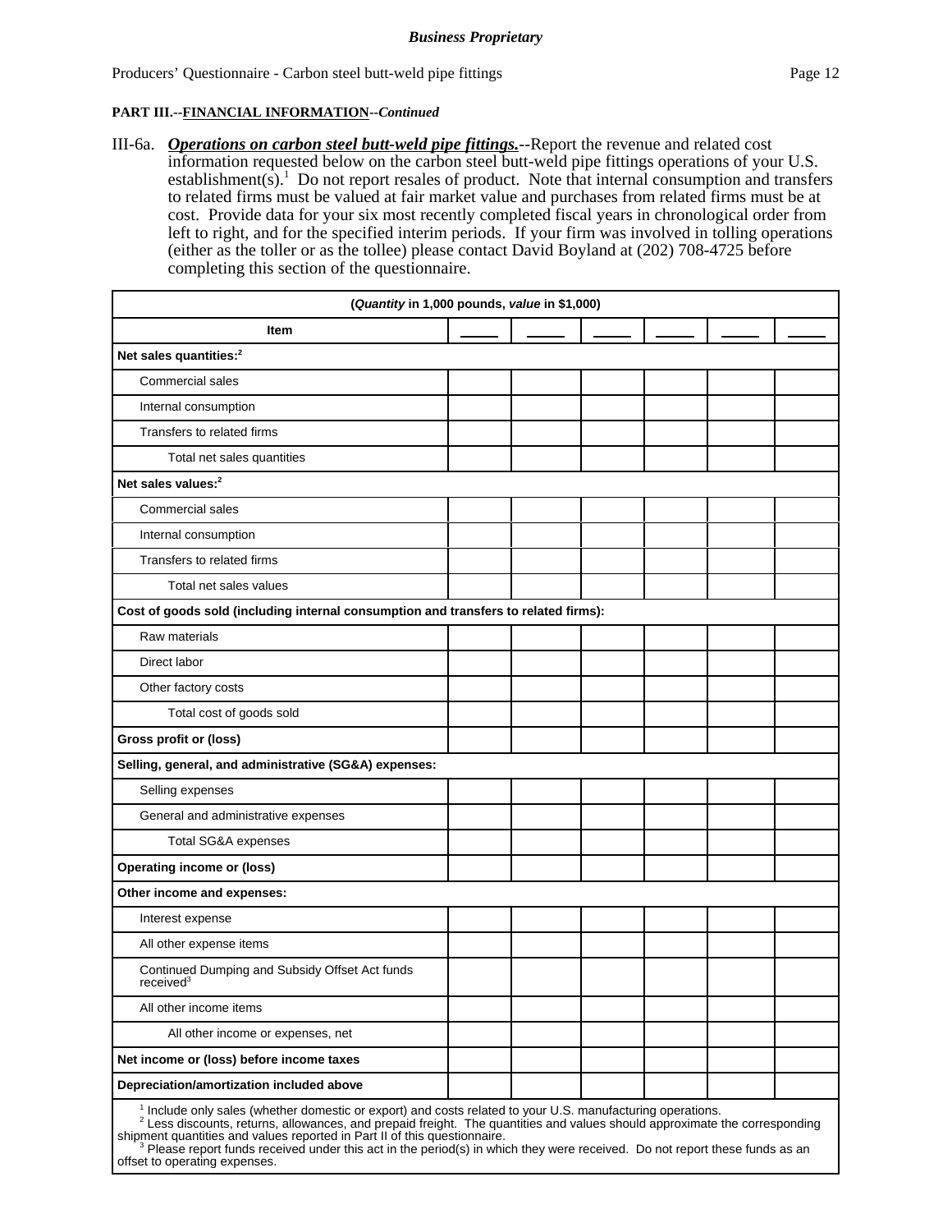*Business Proprietary*

Producers' Questionnaire - Carbon steel butt-weld pipe fittings

**PART III.--FINANCIAL INFORMATION--*Continued***

III-6a. ***Operations on carbon steel butt-weld pipe fittings.***--Report the revenue and related cost information requested below on the carbon steel butt-weld pipe fittings operations of your U.S. establishment(s).[1] Do not report resales of product. Note that internal consumption and transfers to related firms must be valued at fair market value and purchases from related firms must be at cost. Provide data for your six most recently completed fiscal years in chronological order from left to right, and for the specified interim periods. If your firm was involved in tolling operations (either as the toller or as the tollee) please contact David Boyland at (202) 708-4725 before completing this section of the questionnaire.

| (*Quantity* in 1,000 pounds, *value* in $1,000) | | | | | | |
|---|---|---|---|---|---|---|
| **Item** | _____ | _____ | _____ | _____ | _____ | _____ |
| **Net sales quantities:**[2] | | | | | | |
| Commercial sales | | | | | | |
| Internal consumption | | | | | | |
| Transfers to related firms | | | | | | |
| Total net sales quantities | | | | | | |
| **Net sales values:**[2] | | | | | | |
| Commercial sales | | | | | | |
| Internal consumption | | | | | | |
| Transfers to related firms | | | | | | |
| Total net sales values | | | | | | |
| **Cost of goods sold (including internal consumption and transfers to related firms):** | | | | | | |
| Raw materials | | | | | | |
| Direct labor | | | | | | |
| Other factory costs | | | | | | |
| Total cost of goods sold | | | | | | |
| **Gross profit or (loss)** | | | | | | |
| **Selling, general, and administrative (SG&A) expenses:** | | | | | | |
| Selling expenses | | | | | | |
| General and administrative expenses | | | | | | |
| Total SG&A expenses | | | | | | |
| **Operating income or (loss)** | | | | | | |
| **Other income and expenses:** | | | | | | |
| Interest expense | | | | | | |
| All other expense items | | | | | | |
| Continued Dumping and Subsidy Offset Act funds received[3] | | | | | | |
| All other income items | | | | | | |
| All other income or expenses, net | | | | | | |
| **Net income or (loss) before income taxes** | | | | | | |
| **Depreciation/amortization included above** | | | | | | |

[1] Include only sales (whether domestic or export) and costs related to your U.S. manufacturing operations.
[2] Less discounts, returns, allowances, and prepaid freight. The quantities and values should approximate the corresponding shipment quantities and values reported in Part II of this questionnaire.
[3] Please report funds received under this act in the period(s) in which they were received. Do not report these funds as an offset to operating expenses.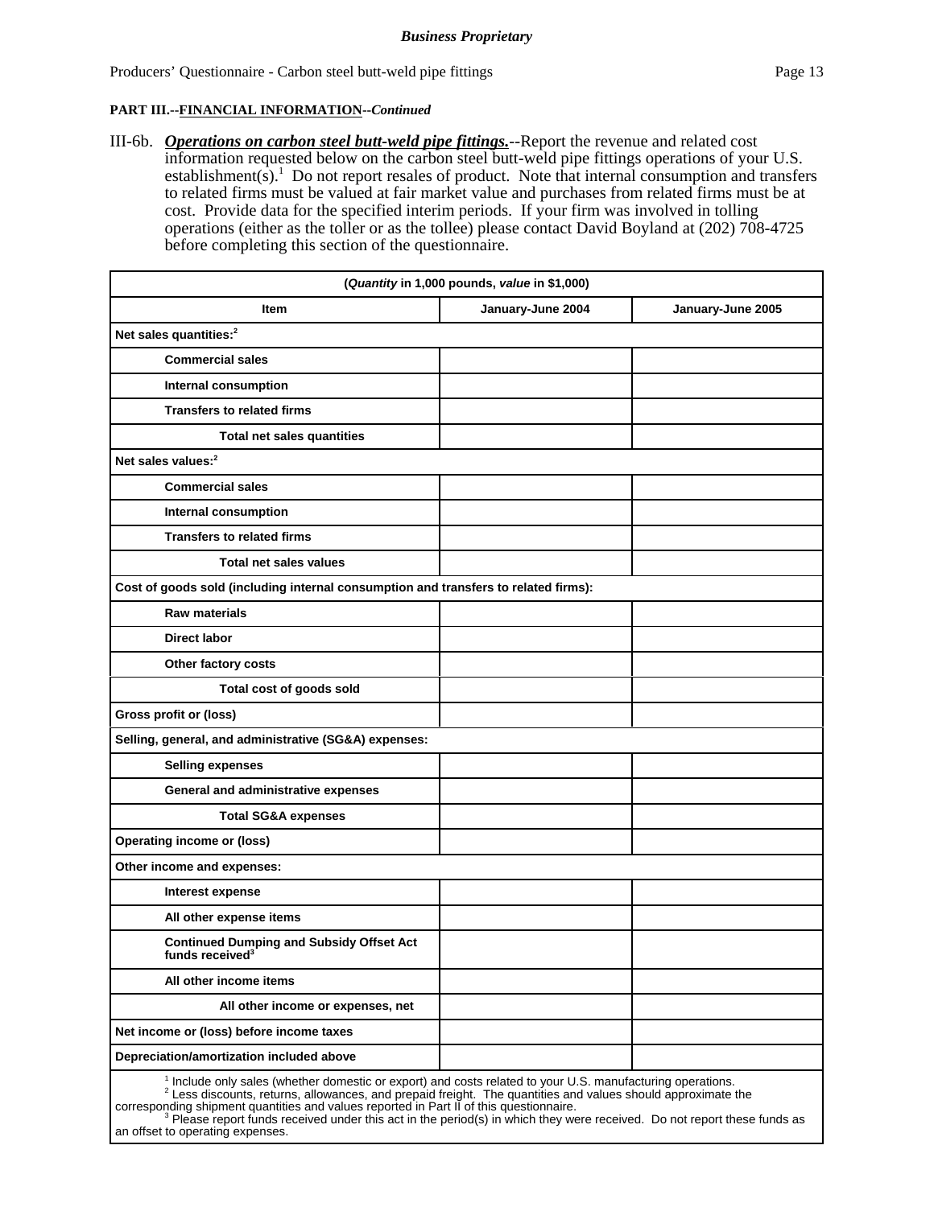**Business Proprietary**

**PART III.--FINANCIAL INFORMATION--*Continued***

III-6b. ***Operations on carbon steel butt-weld pipe fittings.***--Report the revenue and related cost information requested below on the carbon steel butt-weld pipe fittings operations of your U.S. establishment(s).[1] Do not report resales of product. Note that internal consumption and transfers to related firms must be valued at fair market value and purchases from related firms must be at cost. Provide data for the specified interim periods. If your firm was involved in tolling operations (either as the toller or as the tollee) please contact David Boyland at (202) 708-4725 before completing this section of the questionnaire.

| (*Quantity* in 1,000 pounds, *value* in $1,000) | | |
|---|---|---|
| **Item** | **January-June 2004** | **January-June 2005** |
| **Net sales quantities:**[2] | | |
| **Commercial sales** | | |
| **Internal consumption** | | |
| **Transfers to related firms** | | |
| **Total net sales quantities** | | |
| **Net sales values:**[2] | | |
| **Commercial sales** | | |
| **Internal consumption** | | |
| **Transfers to related firms** | | |
| **Total net sales values** | | |
| **Cost of goods sold (including internal consumption and transfers to related firms):** | | |
| **Raw materials** | | |
| **Direct labor** | | |
| **Other factory costs** | | |
| **Total cost of goods sold** | | |
| **Gross profit or (loss)** | | |
| **Selling, general, and administrative (SG&A) expenses:** | | |
| **Selling expenses** | | |
| **General and administrative expenses** | | |
| **Total SG&A expenses** | | |
| **Operating income or (loss)** | | |
| **Other income and expenses:** | | |
| **Interest expense** | | |
| **All other expense items** | | |
| **Continued Dumping and Subsidy Offset Act funds received**[3] | | |
| **All other income items** | | |
| **All other income or expenses, net** | | |
| **Net income or (loss) before income taxes** | | |
| **Depreciation/amortization included above** | | |

[1] Include only sales (whether domestic or export) and costs related to your U.S. manufacturing operations.
[2] Less discounts, returns, allowances, and prepaid freight. The quantities and values should approximate the corresponding shipment quantities and values reported in Part II of this questionnaire.
[3] Please report funds received under this act in the period(s) in which they were received. Do not report these funds as an offset to operating expenses.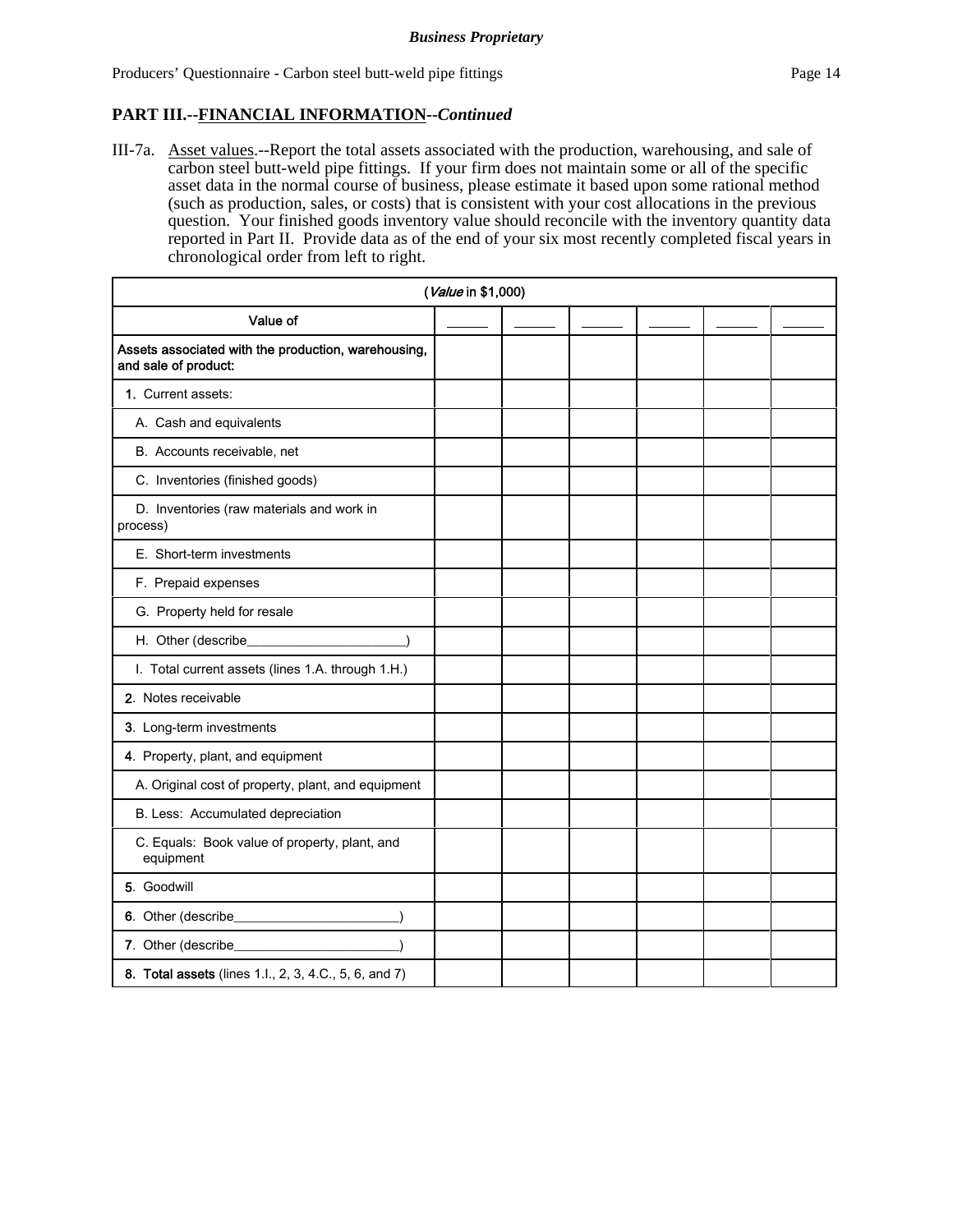## PART III.--FINANCIAL INFORMATION--*Continued*

III-7a. Asset values.--Report the total assets associated with the production, warehousing, and sale of carbon steel butt-weld pipe fittings. If your firm does not maintain some or all of the specific asset data in the normal course of business, please estimate it based upon some rational method (such as production, sales, or costs) that is consistent with your cost allocations in the previous question. Your finished goods inventory value should reconcile with the inventory quantity data reported in Part II. Provide data as of the end of your six most recently completed fiscal years in chronological order from left to right.

| (*Value* in $1,000) | | | | | | |
|---|---|---|---|---|---|---|
| Value of | _____ | _____ | _____ | _____ | _____ | _____ |
| Assets associated with the production, warehousing, and sale of product: | | | | | | |
| 1. Current assets: | | | | | | |
| A. Cash and equivalents | | | | | | |
| B. Accounts receivable, net | | | | | | |
| C. Inventories (finished goods) | | | | | | |
| D. Inventories (raw materials and work in process) | | | | | | |
| E. Short-term investments | | | | | | |
| F. Prepaid expenses | | | | | | |
| G. Property held for resale | | | | | | |
| H. Other (describe______________________) | | | | | | |
| I. Total current assets (lines 1.A. through 1.H.) | | | | | | |
| 2. Notes receivable | | | | | | |
| 3. Long-term investments | | | | | | |
| 4. Property, plant, and equipment | | | | | | |
| A. Original cost of property, plant, and equipment | | | | | | |
| B. Less: Accumulated depreciation | | | | | | |
| C. Equals: Book value of property, plant, and equipment | | | | | | |
| 5. Goodwill | | | | | | |
| 6. Other (describe______________________) | | | | | | |
| 7. Other (describe______________________) | | | | | | |
| **8. Total assets** (lines 1.I., 2, 3, 4.C., 5, 6, and 7) | | | | | | |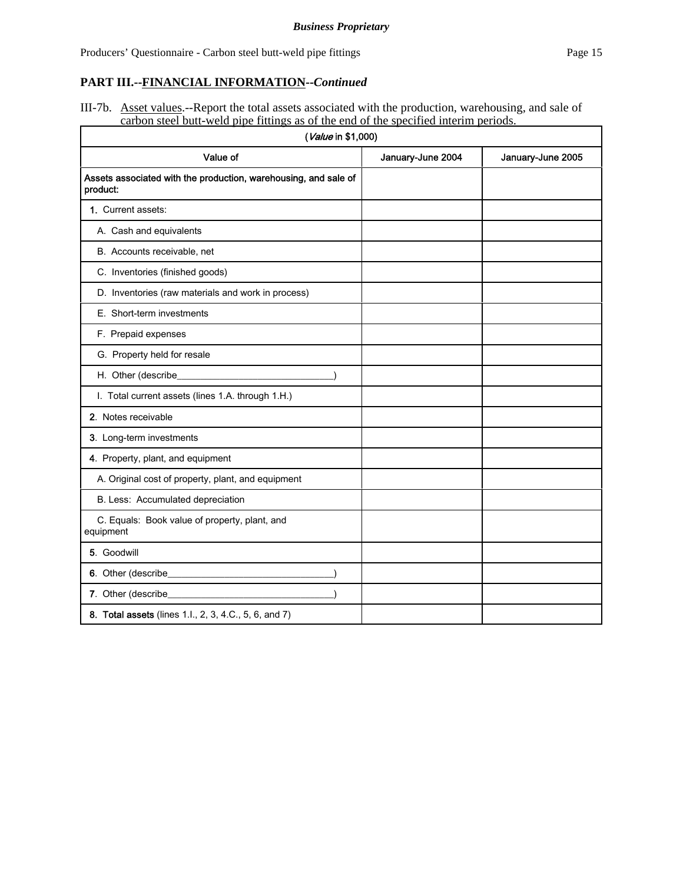**PART III.--FINANCIAL INFORMATION--*Continued***

III-7b. Asset values.--Report the total assets associated with the production, warehousing, and sale of carbon steel butt-weld pipe fittings as of the end of the specified interim periods.

| (*Value* in $1,000) | | |
|---|---|---|
| **Value of** | **January-June 2004** | **January-June 2005** |
| **Assets associated with the production, warehousing, and sale of product:** | | |
| **1.** Current assets: | | |
| A. Cash and equivalents | | |
| B. Accounts receivable, net | | |
| C. Inventories (finished goods) | | |
| D. Inventories (raw materials and work in process) | | |
| E. Short-term investments | | |
| F. Prepaid expenses | | |
| G. Property held for resale | | |
| H. Other (describe______________________________) | | |
| I. Total current assets (lines 1.A. through 1.H.) | | |
| **2.** Notes receivable | | |
| **3.** Long-term investments | | |
| **4.** Property, plant, and equipment | | |
| A. Original cost of property, plant, and equipment | | |
| B. Less: Accumulated depreciation | | |
| C. Equals: Book value of property, plant, and equipment | | |
| **5.** Goodwill | | |
| **6.** Other (describe________________________________) | | |
| **7.** Other (describe________________________________) | | |
| **8. Total assets** (lines 1.I., 2, 3, 4.C., 5, 6, and 7) | | |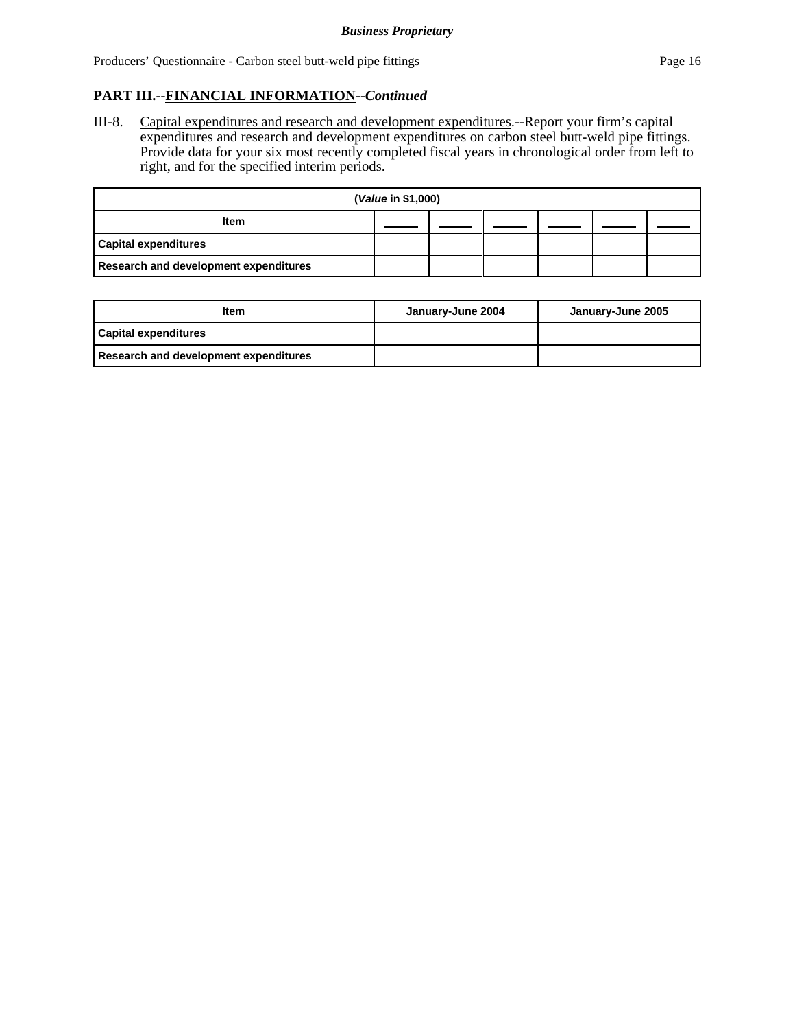## PART III.--FINANCIAL INFORMATION--*Continued*

III-8. Capital expenditures and research and development expenditures.--Report your firm's capital expenditures and research and development expenditures on carbon steel butt-weld pipe fittings. Provide data for your six most recently completed fiscal years in chronological order from left to right, and for the specified interim periods.

| (*Value* in $1,000) | | | | | | |
|---|---|---|---|---|---|---|
| **Item** | \_\_\_\_ | \_\_\_\_ | \_\_\_\_ | \_\_\_\_ | \_\_\_\_ | \_\_\_\_ |
| **Capital expenditures** | | | | | | |
| **Research and development expenditures** | | | | | | |

| Item | January-June 2004 | January-June 2005 |
|---|---|---|
| **Capital expenditures** | | |
| **Research and development expenditures** | | |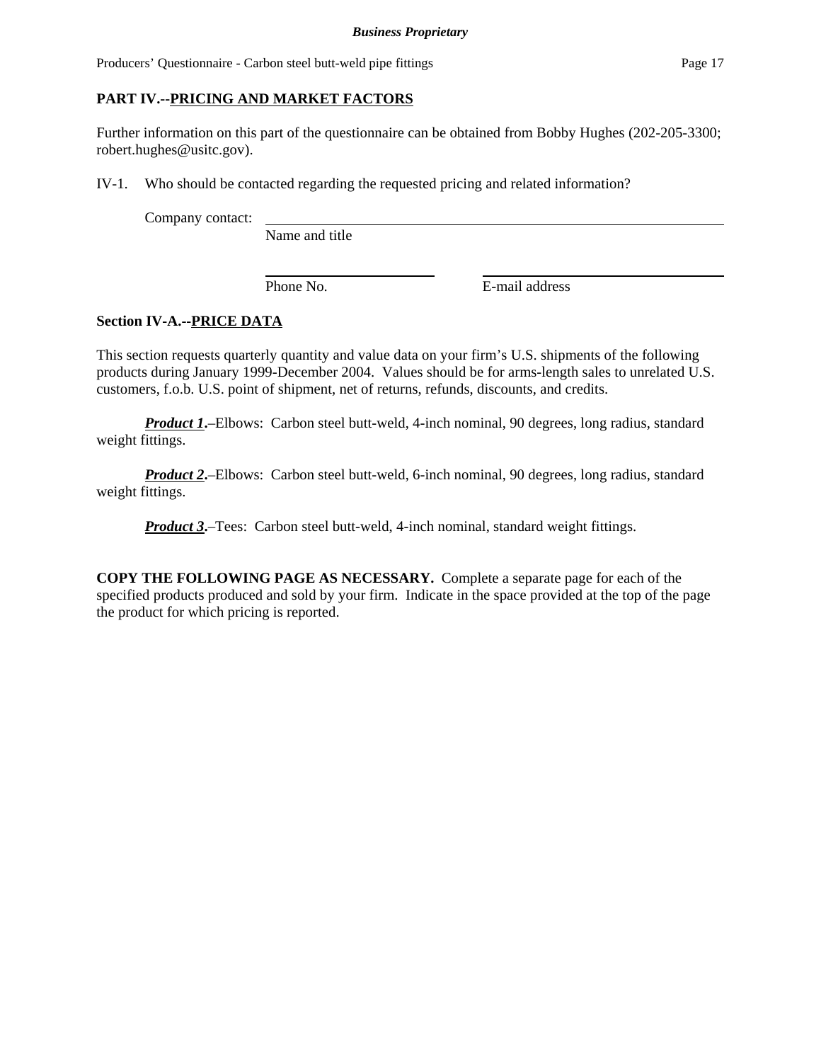## PART IV.--PRICING AND MARKET FACTORS

Further information on this part of the questionnaire can be obtained from Bobby Hughes (202-205-3300; robert.hughes@usitc.gov).

IV-1. Who should be contacted regarding the requested pricing and related information?

Company contact: ______________________________________________
Name and title

______________________ ______________________
Phone No. E-mail address

### Section IV-A.--PRICE DATA

This section requests quarterly quantity and value data on your firm's U.S. shipments of the following products during January 1999-December 2004. Values should be for arms-length sales to unrelated U.S. customers, f.o.b. U.S. point of shipment, net of returns, refunds, discounts, and credits.

***Product 1***.–Elbows: Carbon steel butt-weld, 4-inch nominal, 90 degrees, long radius, standard weight fittings.

***Product 2***.–Elbows: Carbon steel butt-weld, 6-inch nominal, 90 degrees, long radius, standard weight fittings.

***Product 3***.–Tees: Carbon steel butt-weld, 4-inch nominal, standard weight fittings.

**COPY THE FOLLOWING PAGE AS NECESSARY.** Complete a separate page for each of the specified products produced and sold by your firm. Indicate in the space provided at the top of the page the product for which pricing is reported.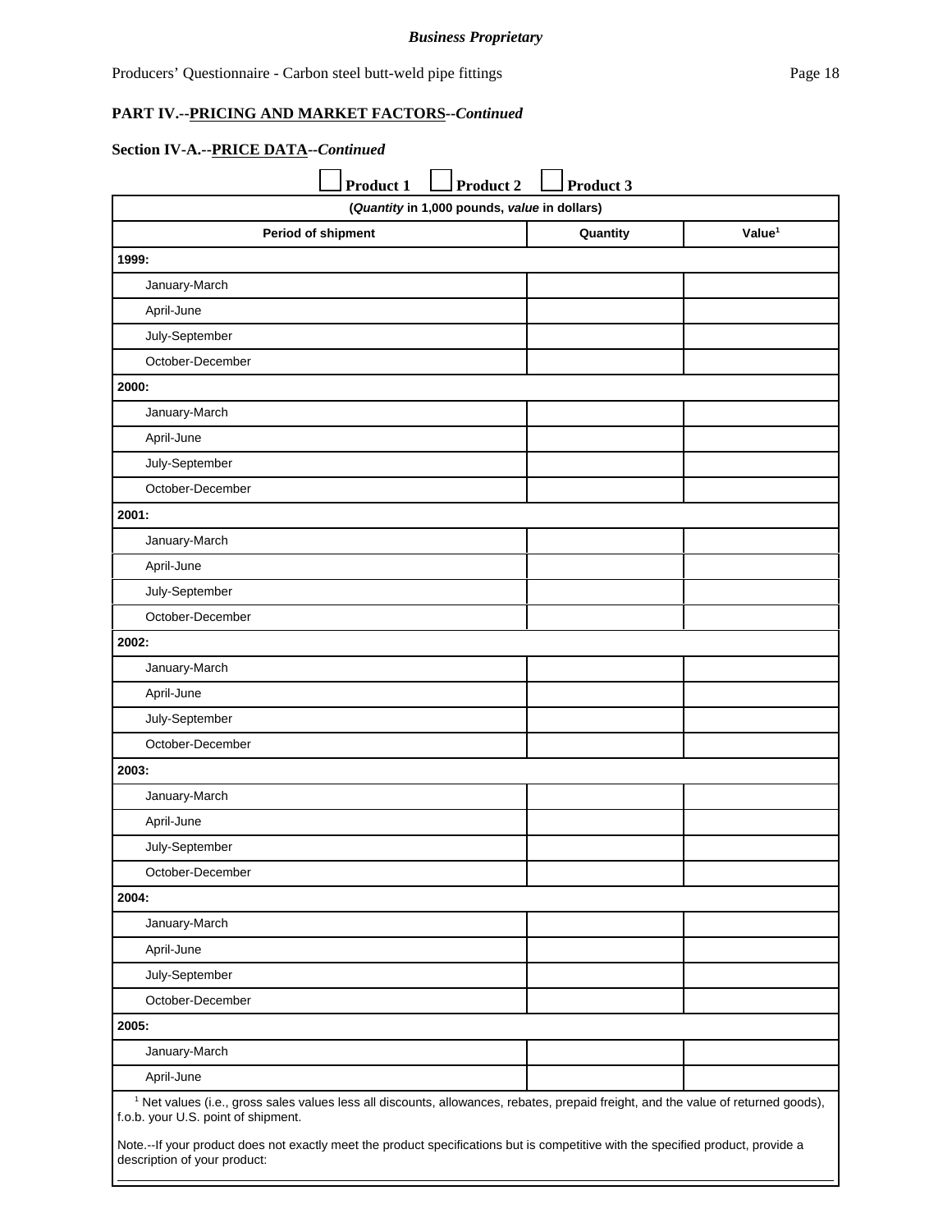## PART IV.--PRICING AND MARKET FACTORS--*Continued*

### Section IV-A.--PRICE DATA--*Continued*

☐ **Product 1** ☐ **Product 2** ☐ **Product 3**

| (*Quantity* in 1,000 pounds, *value* in dollars) | | |
|---|---|---|
| **Period of shipment** | **Quantity** | **Value**[1] |
| **1999:** | | |
| January-March | | |
| April-June | | |
| July-September | | |
| October-December | | |
| **2000:** | | |
| January-March | | |
| April-June | | |
| July-September | | |
| October-December | | |
| **2001:** | | |
| January-March | | |
| April-June | | |
| July-September | | |
| October-December | | |
| **2002:** | | |
| January-March | | |
| April-June | | |
| July-September | | |
| October-December | | |
| **2003:** | | |
| January-March | | |
| April-June | | |
| July-September | | |
| October-December | | |
| **2004:** | | |
| January-March | | |
| April-June | | |
| July-September | | |
| October-December | | |
| **2005:** | | |
| January-March | | |
| April-June | | |

[1] Net values (i.e., gross sales values less all discounts, allowances, rebates, prepaid freight, and the value of returned goods), f.o.b. your U.S. point of shipment.

Note.--If your product does not exactly meet the product specifications but is competitive with the specified product, provide a description of your product:

___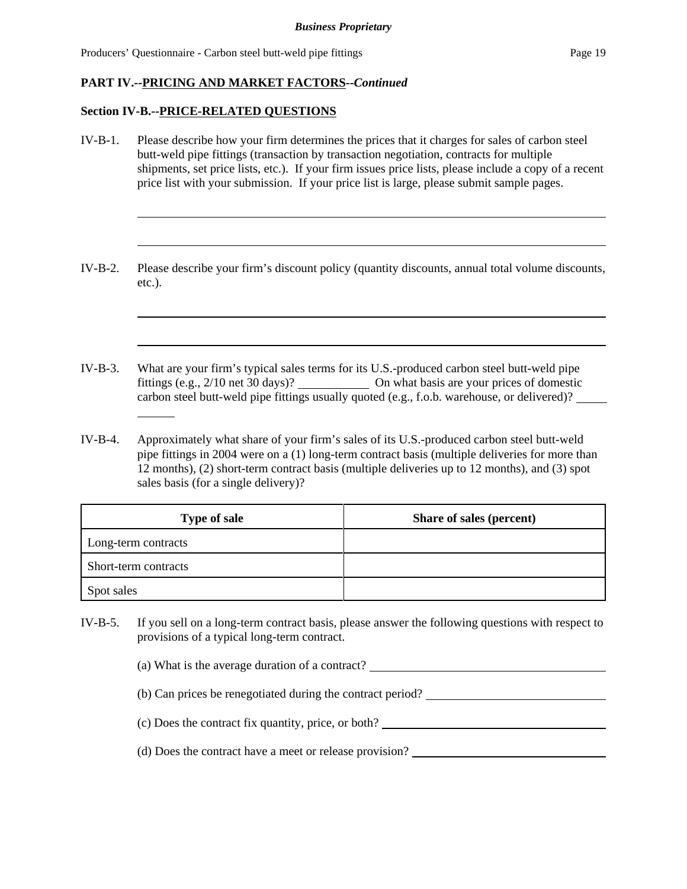**PART IV.--PRICING AND MARKET FACTORS--*Continued***

**Section IV-B.--PRICE-RELATED QUESTIONS**

IV-B-1. Please describe how your firm determines the prices that it charges for sales of carbon steel butt-weld pipe fittings (transaction by transaction negotiation, contracts for multiple shipments, set price lists, etc.). If your firm issues price lists, please include a copy of a recent price list with your submission. If your price list is large, please submit sample pages.

\_\_\_\_\_\_\_\_\_\_\_\_\_\_\_\_\_\_\_\_\_\_\_\_\_\_\_\_\_\_\_\_\_\_\_\_\_\_\_\_\_\_\_\_\_\_\_\_\_\_\_\_\_\_\_\_\_\_\_\_\_\_\_\_\_\_\_\_\_\_\_\_

\_\_\_\_\_\_\_\_\_\_\_\_\_\_\_\_\_\_\_\_\_\_\_\_\_\_\_\_\_\_\_\_\_\_\_\_\_\_\_\_\_\_\_\_\_\_\_\_\_\_\_\_\_\_\_\_\_\_\_\_\_\_\_\_\_\_\_\_\_\_\_\_

IV-B-2. Please describe your firm's discount policy (quantity discounts, annual total volume discounts, etc.).

\_\_\_\_\_\_\_\_\_\_\_\_\_\_\_\_\_\_\_\_\_\_\_\_\_\_\_\_\_\_\_\_\_\_\_\_\_\_\_\_\_\_\_\_\_\_\_\_\_\_\_\_\_\_\_\_\_\_\_\_\_\_\_\_\_\_\_\_\_\_\_\_

\_\_\_\_\_\_\_\_\_\_\_\_\_\_\_\_\_\_\_\_\_\_\_\_\_\_\_\_\_\_\_\_\_\_\_\_\_\_\_\_\_\_\_\_\_\_\_\_\_\_\_\_\_\_\_\_\_\_\_\_\_\_\_\_\_\_\_\_\_\_\_\_

IV-B-3. What are your firm's typical sales terms for its U.S.-produced carbon steel butt-weld pipe fittings (e.g., 2/10 net 30 days)? \_\_\_\_\_\_\_\_\_\_ On what basis are your prices of domestic carbon steel butt-weld pipe fittings usually quoted (e.g., f.o.b. warehouse, or delivered)? \_\_\_\_\_\_\_\_\_\_

IV-B-4. Approximately what share of your firm's sales of its U.S.-produced carbon steel butt-weld pipe fittings in 2004 were on a (1) long-term contract basis (multiple deliveries for more than 12 months), (2) short-term contract basis (multiple deliveries up to 12 months), and (3) spot sales basis (for a single delivery)?

| Type of sale | Share of sales (percent) |
|---|---|
| Long-term contracts | |
| Short-term contracts | |
| Spot sales | |

IV-B-5. If you sell on a long-term contract basis, please answer the following questions with respect to provisions of a typical long-term contract.

(a) What is the average duration of a contract? \_\_\_\_\_\_\_\_\_\_\_\_\_\_\_\_\_\_\_\_

(b) Can prices be renegotiated during the contract period? \_\_\_\_\_\_\_\_\_\_\_\_\_\_\_\_\_\_\_\_

(c) Does the contract fix quantity, price, or both? \_\_\_\_\_\_\_\_\_\_\_\_\_\_\_\_\_\_\_\_

(d) Does the contract have a meet or release provision? \_\_\_\_\_\_\_\_\_\_\_\_\_\_\_\_\_\_\_\_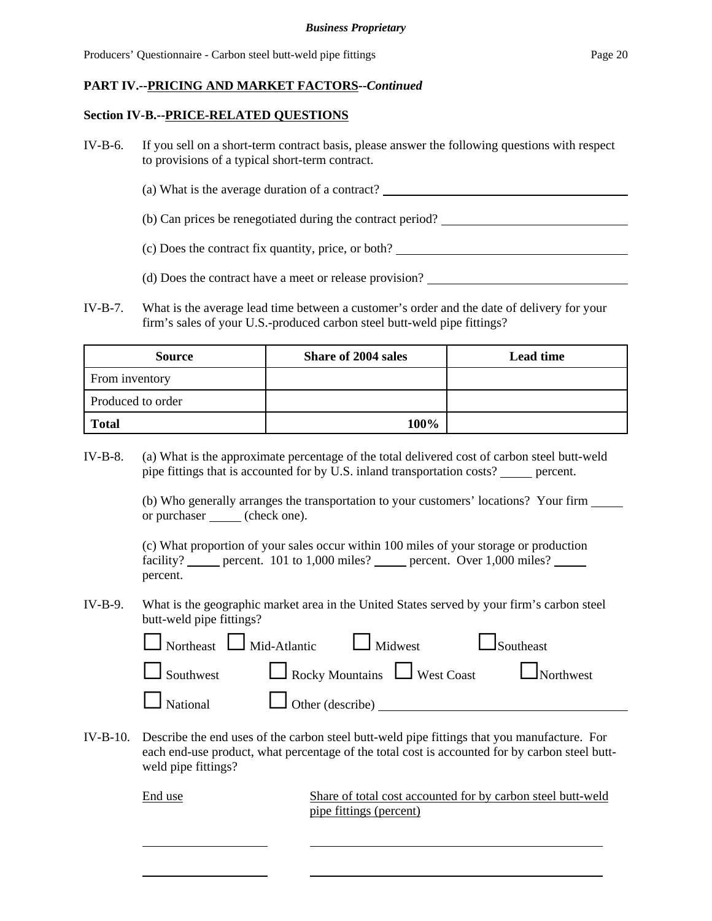**PART IV.--PRICING AND MARKET FACTORS--*Continued***

**Section IV-B.--PRICE-RELATED QUESTIONS**

IV-B-6. If you sell on a short-term contract basis, please answer the following questions with respect to provisions of a typical short-term contract.

(a) What is the average duration of a contract? ______________________

(b) Can prices be renegotiated during the contract period? ______________________

(c) Does the contract fix quantity, price, or both? ______________________

(d) Does the contract have a meet or release provision? ______________________

IV-B-7. What is the average lead time between a customer's order and the date of delivery for your firm's sales of your U.S.-produced carbon steel butt-weld pipe fittings?

| Source | Share of 2004 sales | Lead time |
|---|---|---|
| From inventory | | |
| Produced to order | | |
| **Total** | **100%** | |

IV-B-8. (a) What is the approximate percentage of the total delivered cost of carbon steel butt-weld pipe fittings that is accounted for by U.S. inland transportation costs? _____ percent.

(b) Who generally arranges the transportation to your customers' locations? Your firm _____ or purchaser _____ (check one).

(c) What proportion of your sales occur within 100 miles of your storage or production facility? _____ percent. 101 to 1,000 miles? _____ percent. Over 1,000 miles? _____ percent.

IV-B-9. What is the geographic market area in the United States served by your firm's carbon steel butt-weld pipe fittings?

☐ Northeast ☐ Mid-Atlantic ☐ Midwest ☐ Southeast

☐ Southwest ☐ Rocky Mountains ☐ West Coast ☐ Northwest

☐ National ☐ Other (describe) ______________________

IV-B-10. Describe the end uses of the carbon steel butt-weld pipe fittings that you manufacture. For each end-use product, what percentage of the total cost is accounted for by carbon steel butt-weld pipe fittings?

| End use | Share of total cost accounted for by carbon steel butt-weld pipe fittings (percent) |
|---|---|
| ______________ | ______________________ |
| ______________ | ______________________ |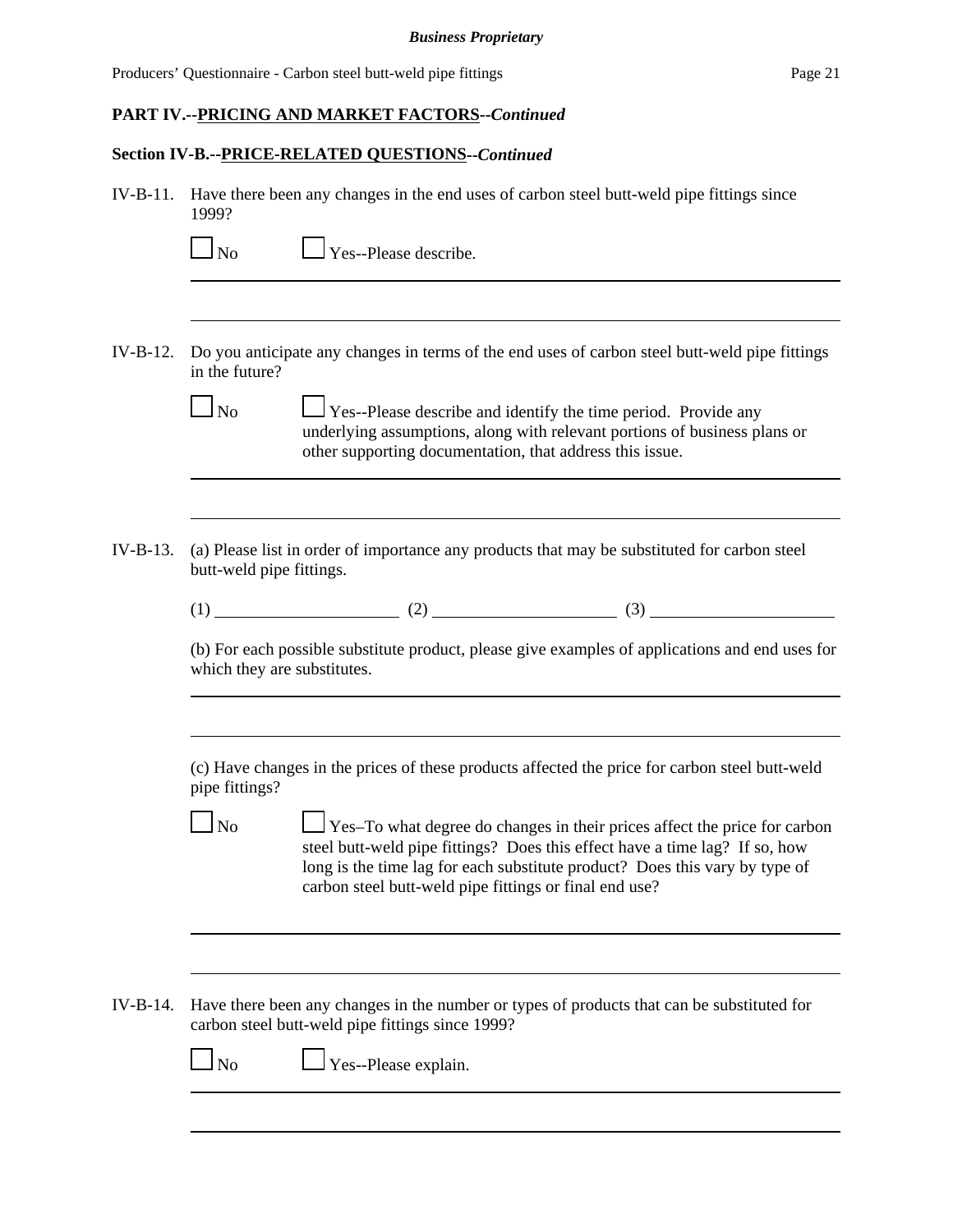**PART IV.--PRICING AND MARKET FACTORS--*Continued***

**Section IV-B.--PRICE-RELATED QUESTIONS--*Continued***

IV-B-11. Have there been any changes in the end uses of carbon steel butt-weld pipe fittings since 1999?

☐ No ☐ Yes--Please describe.

\_\_\_\_\_\_\_\_\_\_\_\_\_\_\_\_\_\_\_\_\_\_\_\_\_\_\_\_\_\_\_\_\_\_\_\_\_\_\_\_\_\_\_\_\_\_\_\_\_\_\_\_\_\_\_\_\_\_\_\_\_\_\_\_\_\_

\_\_\_\_\_\_\_\_\_\_\_\_\_\_\_\_\_\_\_\_\_\_\_\_\_\_\_\_\_\_\_\_\_\_\_\_\_\_\_\_\_\_\_\_\_\_\_\_\_\_\_\_\_\_\_\_\_\_\_\_\_\_\_\_\_\_

IV-B-12. Do you anticipate any changes in terms of the end uses of carbon steel butt-weld pipe fittings in the future?

☐ No ☐ Yes--Please describe and identify the time period. Provide any underlying assumptions, along with relevant portions of business plans or other supporting documentation, that address this issue.

\_\_\_\_\_\_\_\_\_\_\_\_\_\_\_\_\_\_\_\_\_\_\_\_\_\_\_\_\_\_\_\_\_\_\_\_\_\_\_\_\_\_\_\_\_\_\_\_\_\_\_\_\_\_\_\_\_\_\_\_\_\_\_\_\_\_

\_\_\_\_\_\_\_\_\_\_\_\_\_\_\_\_\_\_\_\_\_\_\_\_\_\_\_\_\_\_\_\_\_\_\_\_\_\_\_\_\_\_\_\_\_\_\_\_\_\_\_\_\_\_\_\_\_\_\_\_\_\_\_\_\_\_

IV-B-13. (a) Please list in order of importance any products that may be substituted for carbon steel butt-weld pipe fittings.

(1) \_\_\_\_\_\_\_\_\_\_\_\_\_\_\_\_\_\_\_\_ (2) \_\_\_\_\_\_\_\_\_\_\_\_\_\_\_\_\_\_\_\_ (3) \_\_\_\_\_\_\_\_\_\_\_\_\_\_\_\_\_\_\_\_

(b) For each possible substitute product, please give examples of applications and end uses for which they are substitutes.

\_\_\_\_\_\_\_\_\_\_\_\_\_\_\_\_\_\_\_\_\_\_\_\_\_\_\_\_\_\_\_\_\_\_\_\_\_\_\_\_\_\_\_\_\_\_\_\_\_\_\_\_\_\_\_\_\_\_\_\_\_\_\_\_\_\_

\_\_\_\_\_\_\_\_\_\_\_\_\_\_\_\_\_\_\_\_\_\_\_\_\_\_\_\_\_\_\_\_\_\_\_\_\_\_\_\_\_\_\_\_\_\_\_\_\_\_\_\_\_\_\_\_\_\_\_\_\_\_\_\_\_\_

(c) Have changes in the prices of these products affected the price for carbon steel butt-weld pipe fittings?

☐ No ☐ Yes–To what degree do changes in their prices affect the price for carbon steel butt-weld pipe fittings? Does this effect have a time lag? If so, how long is the time lag for each substitute product? Does this vary by type of carbon steel butt-weld pipe fittings or final end use?

\_\_\_\_\_\_\_\_\_\_\_\_\_\_\_\_\_\_\_\_\_\_\_\_\_\_\_\_\_\_\_\_\_\_\_\_\_\_\_\_\_\_\_\_\_\_\_\_\_\_\_\_\_\_\_\_\_\_\_\_\_\_\_\_\_\_

\_\_\_\_\_\_\_\_\_\_\_\_\_\_\_\_\_\_\_\_\_\_\_\_\_\_\_\_\_\_\_\_\_\_\_\_\_\_\_\_\_\_\_\_\_\_\_\_\_\_\_\_\_\_\_\_\_\_\_\_\_\_\_\_\_\_

IV-B-14. Have there been any changes in the number or types of products that can be substituted for carbon steel butt-weld pipe fittings since 1999?

☐ No ☐ Yes--Please explain.

\_\_\_\_\_\_\_\_\_\_\_\_\_\_\_\_\_\_\_\_\_\_\_\_\_\_\_\_\_\_\_\_\_\_\_\_\_\_\_\_\_\_\_\_\_\_\_\_\_\_\_\_\_\_\_\_\_\_\_\_\_\_\_\_\_\_

\_\_\_\_\_\_\_\_\_\_\_\_\_\_\_\_\_\_\_\_\_\_\_\_\_\_\_\_\_\_\_\_\_\_\_\_\_\_\_\_\_\_\_\_\_\_\_\_\_\_\_\_\_\_\_\_\_\_\_\_\_\_\_\_\_\_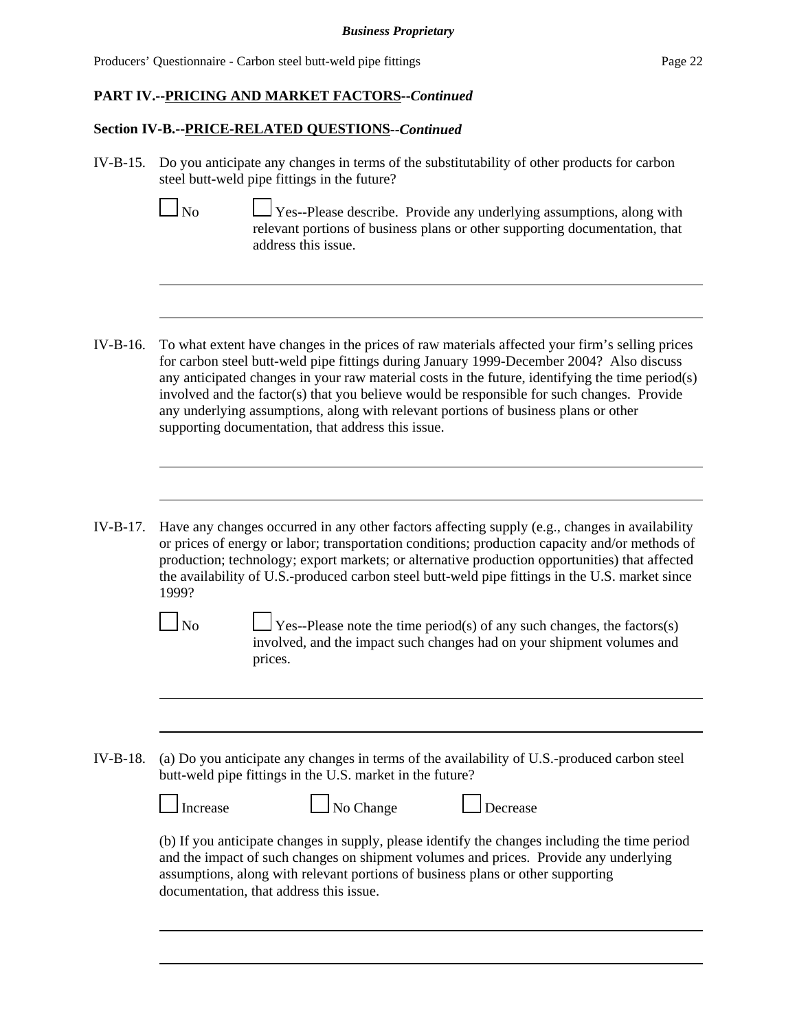**PART IV.--PRICING AND MARKET FACTORS--*Continued***

**Section IV-B.--PRICE-RELATED QUESTIONS--*Continued***

IV-B-15. Do you anticipate any changes in terms of the substitutability of other products for carbon steel butt-weld pipe fittings in the future?

☐ No ☐ Yes--Please describe. Provide any underlying assumptions, along with relevant portions of business plans or other supporting documentation, that address this issue.

IV-B-16. To what extent have changes in the prices of raw materials affected your firm's selling prices for carbon steel butt-weld pipe fittings during January 1999-December 2004? Also discuss any anticipated changes in your raw material costs in the future, identifying the time period(s) involved and the factor(s) that you believe would be responsible for such changes. Provide any underlying assumptions, along with relevant portions of business plans or other supporting documentation, that address this issue.

IV-B-17. Have any changes occurred in any other factors affecting supply (e.g., changes in availability or prices of energy or labor; transportation conditions; production capacity and/or methods of production; technology; export markets; or alternative production opportunities) that affected the availability of U.S.-produced carbon steel butt-weld pipe fittings in the U.S. market since 1999?

☐ No ☐ Yes--Please note the time period(s) of any such changes, the factors(s) involved, and the impact such changes had on your shipment volumes and prices.

IV-B-18. (a) Do you anticipate any changes in terms of the availability of U.S.-produced carbon steel butt-weld pipe fittings in the U.S. market in the future?

☐ Increase ☐ No Change ☐ Decrease

(b) If you anticipate changes in supply, please identify the changes including the time period and the impact of such changes on shipment volumes and prices. Provide any underlying assumptions, along with relevant portions of business plans or other supporting documentation, that address this issue.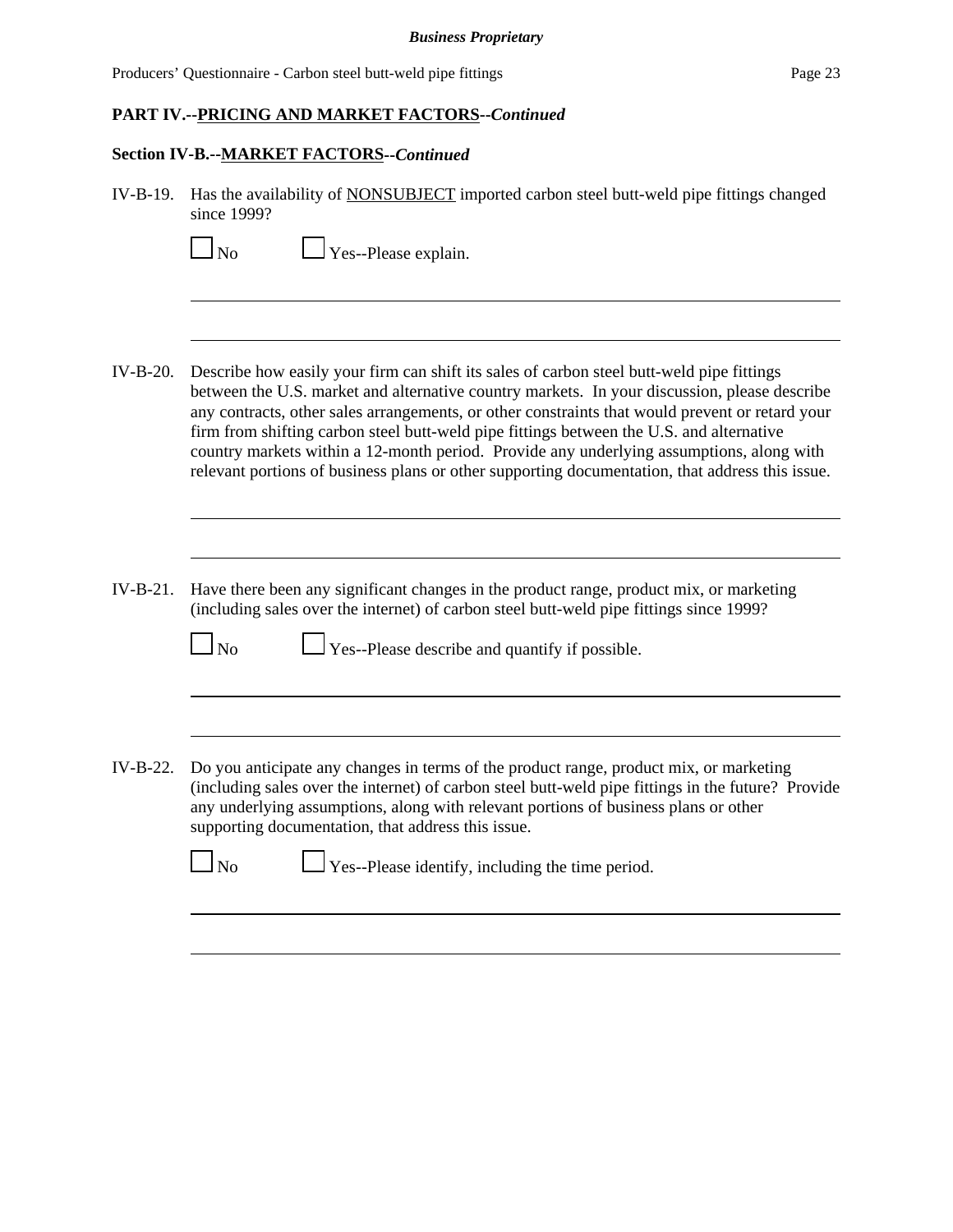**PART IV.--PRICING AND MARKET FACTORS--*Continued***

**Section IV-B.--MARKET FACTORS--*Continued***

IV-B-19. Has the availability of NONSUBJECT imported carbon steel butt-weld pipe fittings changed since 1999?

☐ No ☐ Yes--Please explain.

IV-B-20. Describe how easily your firm can shift its sales of carbon steel butt-weld pipe fittings between the U.S. market and alternative country markets. In your discussion, please describe any contracts, other sales arrangements, or other constraints that would prevent or retard your firm from shifting carbon steel butt-weld pipe fittings between the U.S. and alternative country markets within a 12-month period. Provide any underlying assumptions, along with relevant portions of business plans or other supporting documentation, that address this issue.

IV-B-21. Have there been any significant changes in the product range, product mix, or marketing (including sales over the internet) of carbon steel butt-weld pipe fittings since 1999?

☐ No ☐ Yes--Please describe and quantify if possible.

IV-B-22. Do you anticipate any changes in terms of the product range, product mix, or marketing (including sales over the internet) of carbon steel butt-weld pipe fittings in the future? Provide any underlying assumptions, along with relevant portions of business plans or other supporting documentation, that address this issue.

☐ No ☐ Yes--Please identify, including the time period.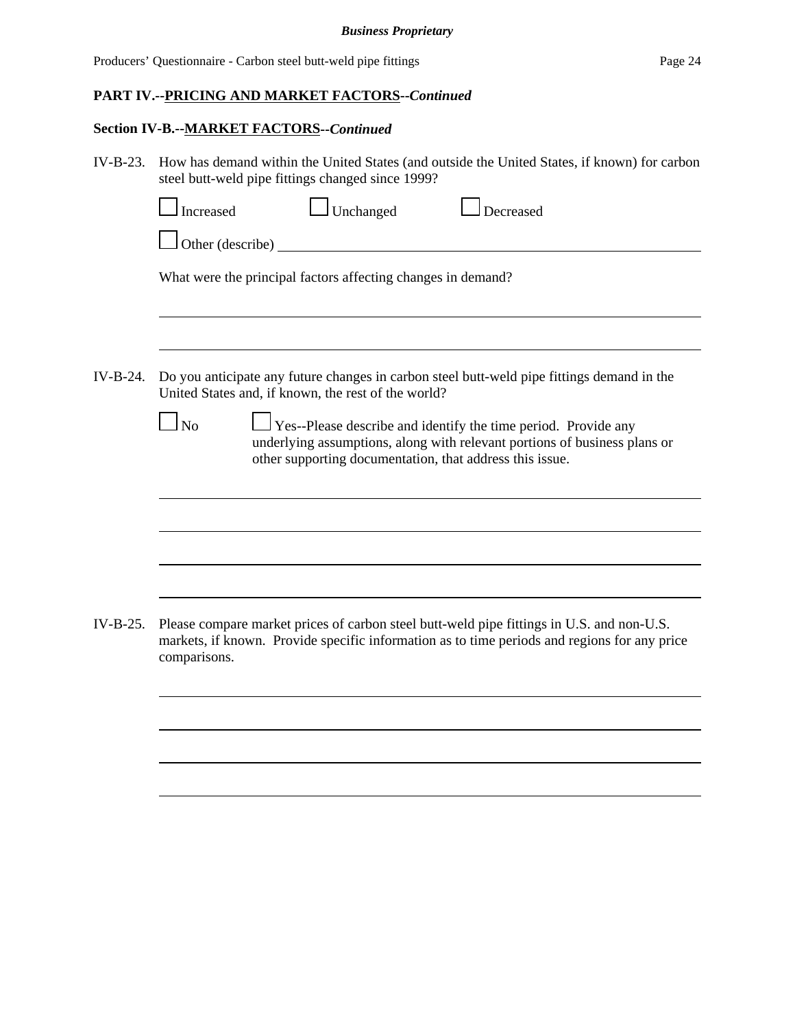**PART IV.--PRICING AND MARKET FACTORS--*Continued***

**Section IV-B.--MARKET FACTORS--*Continued***

IV-B-23. How has demand within the United States (and outside the United States, if known) for carbon steel butt-weld pipe fittings changed since 1999?

☐ Increased ☐ Unchanged ☐ Decreased

☐ Other (describe) ____________________________________________

What were the principal factors affecting changes in demand?

______________________________________________________________

______________________________________________________________

IV-B-24. Do you anticipate any future changes in carbon steel butt-weld pipe fittings demand in the United States and, if known, the rest of the world?

☐ No ☐ Yes--Please describe and identify the time period. Provide any underlying assumptions, along with relevant portions of business plans or other supporting documentation, that address this issue.

______________________________________________________________

______________________________________________________________

______________________________________________________________

______________________________________________________________

IV-B-25. Please compare market prices of carbon steel butt-weld pipe fittings in U.S. and non-U.S. markets, if known. Provide specific information as to time periods and regions for any price comparisons.

______________________________________________________________

______________________________________________________________

______________________________________________________________

______________________________________________________________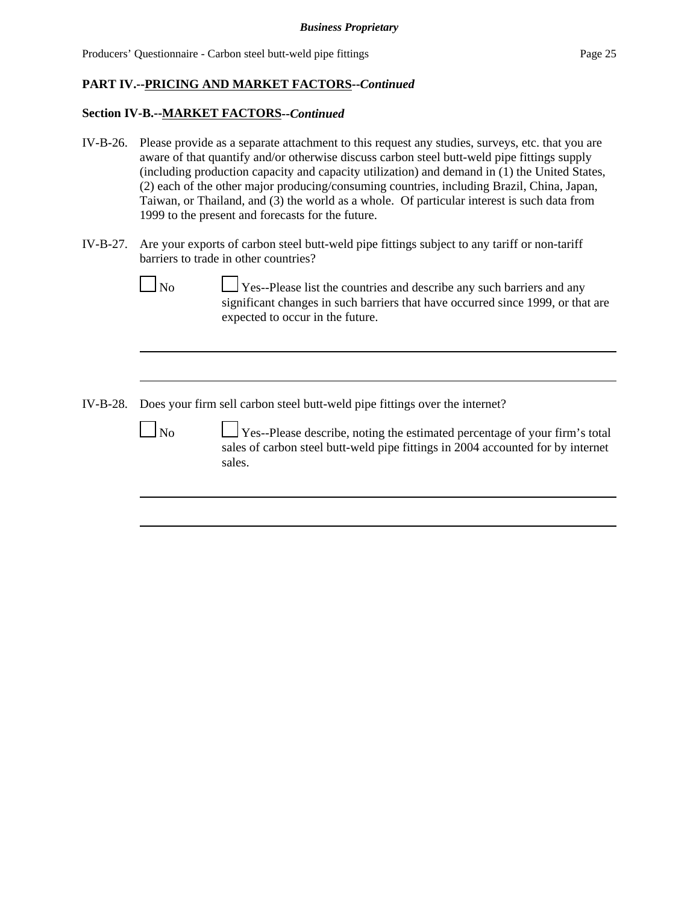## PART IV.--PRICING AND MARKET FACTORS--*Continued*

### Section IV-B.--MARKET FACTORS--*Continued*

IV-B-26. Please provide as a separate attachment to this request any studies, surveys, etc. that you are aware of that quantify and/or otherwise discuss carbon steel butt-weld pipe fittings supply (including production capacity and capacity utilization) and demand in (1) the United States, (2) each of the other major producing/consuming countries, including Brazil, China, Japan, Taiwan, or Thailand, and (3) the world as a whole. Of particular interest is such data from 1999 to the present and forecasts for the future.

IV-B-27. Are your exports of carbon steel butt-weld pipe fittings subject to any tariff or non-tariff barriers to trade in other countries?

☐ No ☐ Yes--Please list the countries and describe any such barriers and any significant changes in such barriers that have occurred since 1999, or that are expected to occur in the future.

\_\_\_\_\_\_\_\_\_\_\_\_\_\_\_\_\_\_\_\_\_\_\_\_\_\_\_\_\_\_\_\_\_\_\_\_\_\_\_\_\_\_\_\_\_\_\_\_\_\_\_\_\_\_\_\_\_\_\_\_\_\_\_\_\_\_\_\_\_\_\_\_

\_\_\_\_\_\_\_\_\_\_\_\_\_\_\_\_\_\_\_\_\_\_\_\_\_\_\_\_\_\_\_\_\_\_\_\_\_\_\_\_\_\_\_\_\_\_\_\_\_\_\_\_\_\_\_\_\_\_\_\_\_\_\_\_\_\_\_\_\_\_\_\_

IV-B-28. Does your firm sell carbon steel butt-weld pipe fittings over the internet?

☐ No ☐ Yes--Please describe, noting the estimated percentage of your firm's total sales of carbon steel butt-weld pipe fittings in 2004 accounted for by internet sales.

\_\_\_\_\_\_\_\_\_\_\_\_\_\_\_\_\_\_\_\_\_\_\_\_\_\_\_\_\_\_\_\_\_\_\_\_\_\_\_\_\_\_\_\_\_\_\_\_\_\_\_\_\_\_\_\_\_\_\_\_\_\_\_\_\_\_\_\_\_\_\_\_

\_\_\_\_\_\_\_\_\_\_\_\_\_\_\_\_\_\_\_\_\_\_\_\_\_\_\_\_\_\_\_\_\_\_\_\_\_\_\_\_\_\_\_\_\_\_\_\_\_\_\_\_\_\_\_\_\_\_\_\_\_\_\_\_\_\_\_\_\_\_\_\_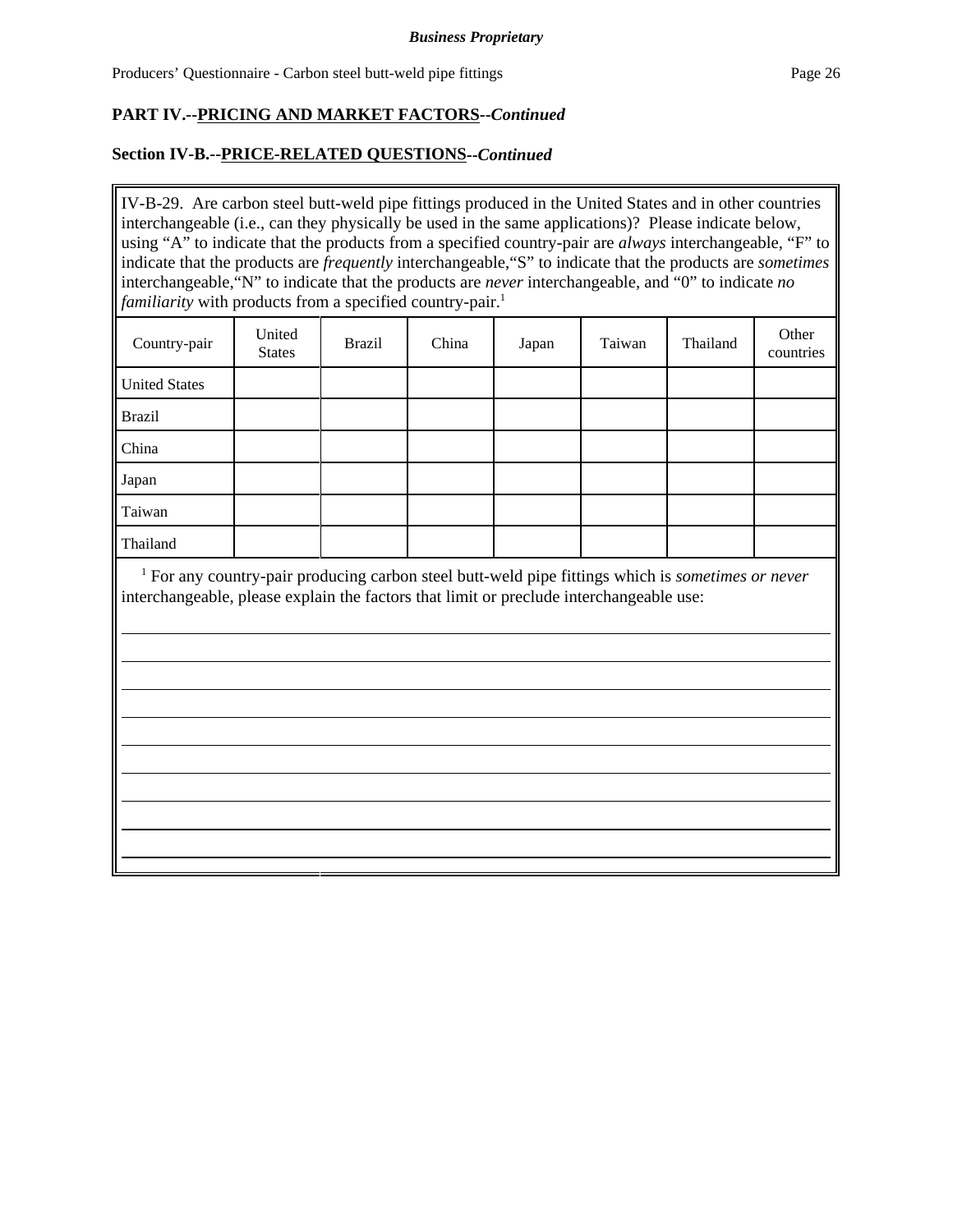**Business Proprietary**

## PART IV.--PRICING AND MARKET FACTORS--*Continued*

### Section IV-B.--PRICE-RELATED QUESTIONS--*Continued*

IV-B-29. Are carbon steel butt-weld pipe fittings produced in the United States and in other countries interchangeable (i.e., can they physically be used in the same applications)? Please indicate below, using "A" to indicate that the products from a specified country-pair are *always* interchangeable, "F" to indicate that the products are *frequently* interchangeable, "S" to indicate that the products are *sometimes* interchangeable, "N" to indicate that the products are *never* interchangeable, and "0" to indicate *no familiarity* with products from a specified country-pair.[1]

| Country-pair | United States | Brazil | China | Japan | Taiwan | Thailand | Other countries |
|---|---|---|---|---|---|---|---|
| United States | | | | | | | |
| Brazil | | | | | | | |
| China | | | | | | | |
| Japan | | | | | | | |
| Taiwan | | | | | | | |
| Thailand | | | | | | | |

[1] For any country-pair producing carbon steel butt-weld pipe fittings which is *sometimes or never* interchangeable, please explain the factors that limit or preclude interchangeable use:

___________________________________________________________________________

___________________________________________________________________________

___________________________________________________________________________

___________________________________________________________________________

___________________________________________________________________________

___________________________________________________________________________

___________________________________________________________________________

___________________________________________________________________________

___________________________________________________________________________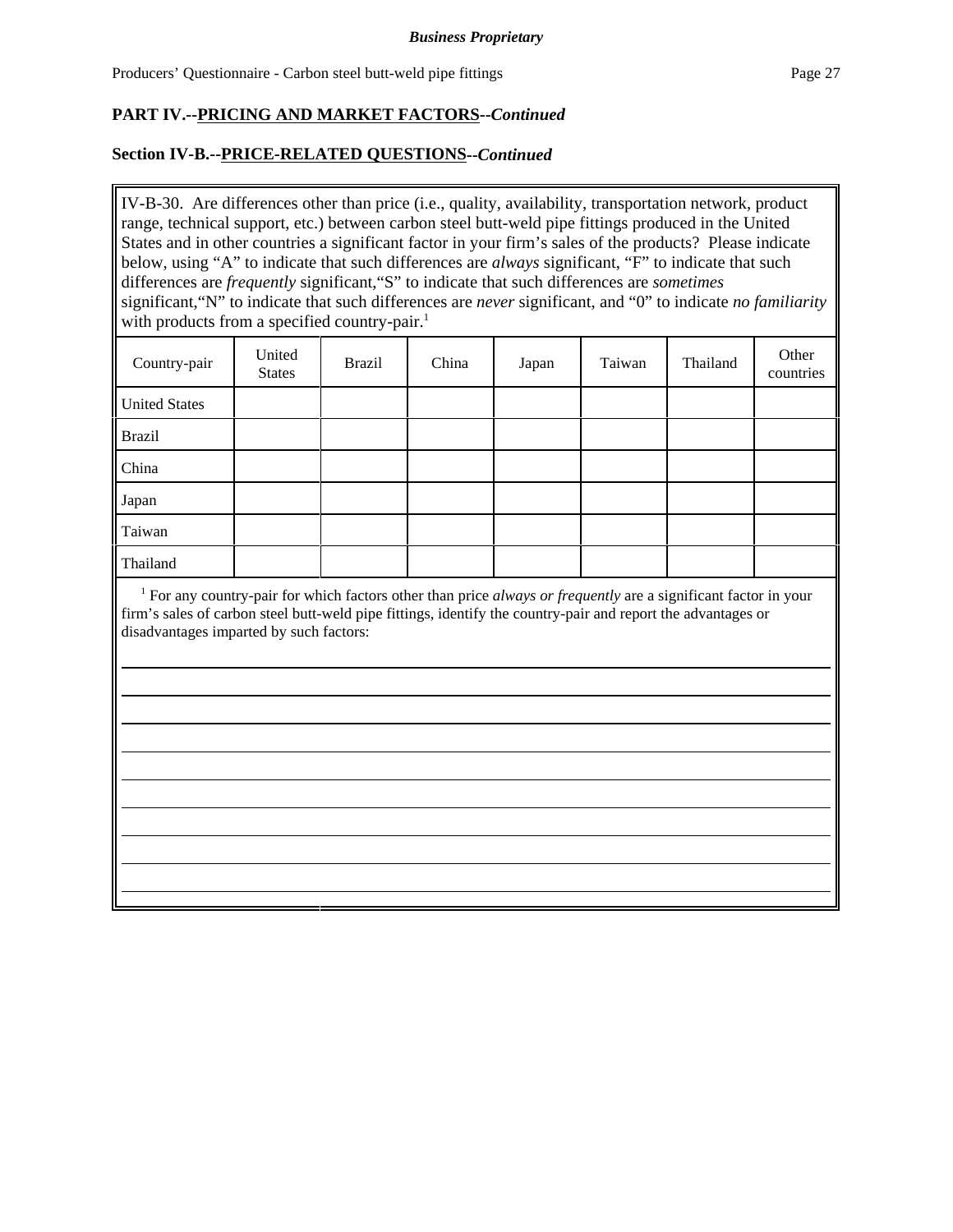**Business Proprietary**

## PART IV.--PRICING AND MARKET FACTORS--*Continued*

### Section IV-B.--PRICE-RELATED QUESTIONS--*Continued*

IV-B-30. Are differences other than price (i.e., quality, availability, transportation network, product range, technical support, etc.) between carbon steel butt-weld pipe fittings produced in the United States and in other countries a significant factor in your firm's sales of the products? Please indicate below, using "A" to indicate that such differences are *always* significant, "F" to indicate that such differences are *frequently* significant,"S" to indicate that such differences are *sometimes* significant,"N" to indicate that such differences are *never* significant, and "0" to indicate *no familiarity* with products from a specified country-pair.[1]

| Country-pair | United States | Brazil | China | Japan | Taiwan | Thailand | Other countries |
|---|---|---|---|---|---|---|---|
| United States | | | | | | | |
| Brazil | | | | | | | |
| China | | | | | | | |
| Japan | | | | | | | |
| Taiwan | | | | | | | |
| Thailand | | | | | | | |

[1] For any country-pair for which factors other than price *always or frequently* are a significant factor in your firm's sales of carbon steel butt-weld pipe fittings, identify the country-pair and report the advantages or disadvantages imparted by such factors: